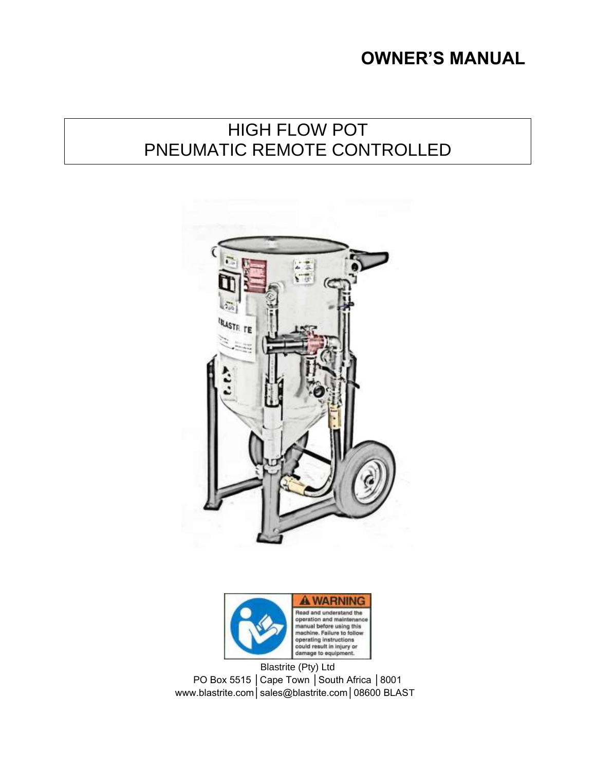# OWNER'S MANUAL

## HIGH FLOW POT
## PNEUMATIC REMOTE CONTROLLED

**⚠ WARNING**

Read and understand the operation and maintenance manual before using this machine. Failure to follow operating instructions could result in injury or damage to equipment.

Blastrite (Pty) Ltd
PO Box 5515 │Cape Town │South Africa │8001
www.blastrite.com│sales@blastrite.com│08600 BLAST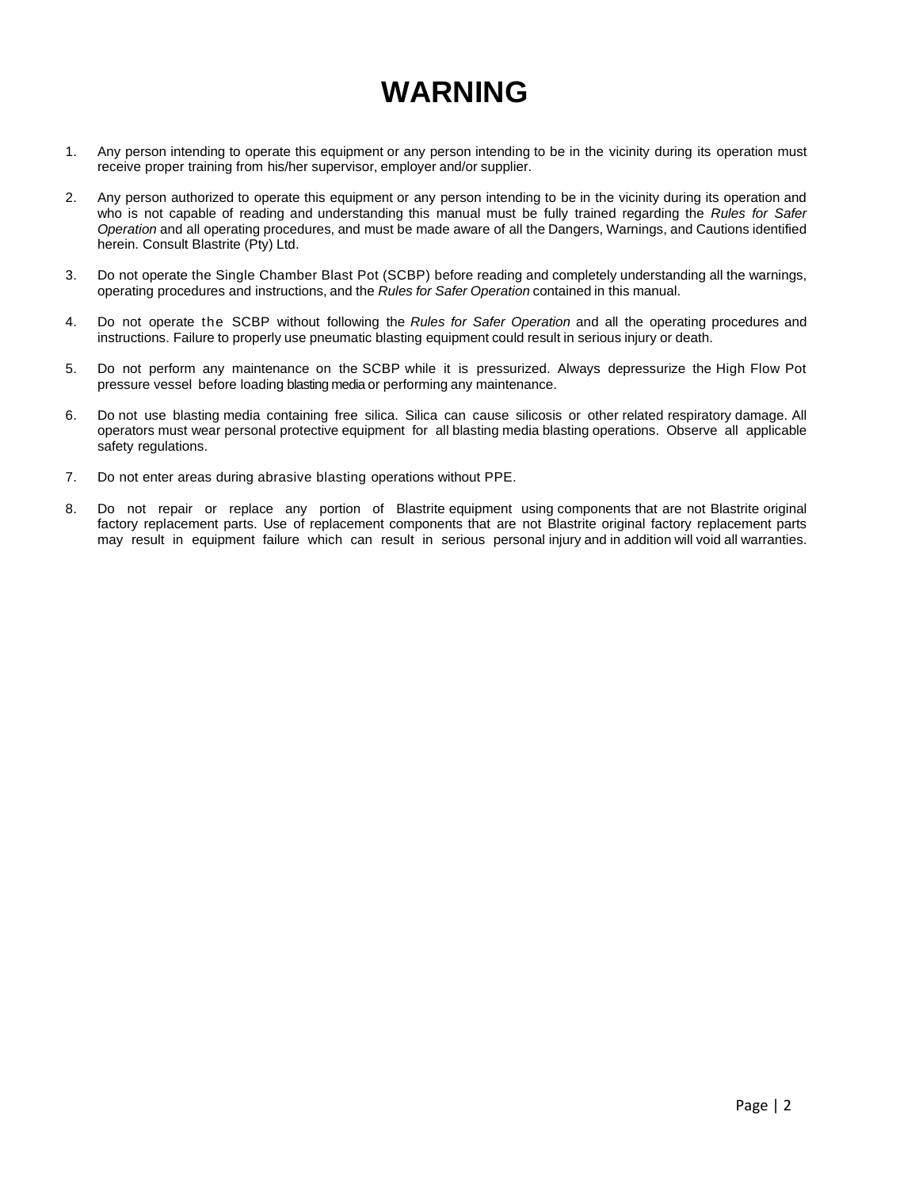# WARNING

1. Any person intending to operate this equipment or any person intending to be in the vicinity during its operation must receive proper training from his/her supervisor, employer and/or supplier.

2. Any person authorized to operate this equipment or any person intending to be in the vicinity during its operation and who is not capable of reading and understanding this manual must be fully trained regarding the *Rules for Safer Operation* and all operating procedures, and must be made aware of all the Dangers, Warnings, and Cautions identified herein. Consult Blastrite (Pty) Ltd.

3. Do not operate the Single Chamber Blast Pot (SCBP) before reading and completely understanding all the warnings, operating procedures and instructions, and the *Rules for Safer Operation* contained in this manual.

4. Do not operate the SCBP without following the *Rules for Safer Operation* and all the operating procedures and instructions. Failure to properly use pneumatic blasting equipment could result in serious injury or death.

5. Do not perform any maintenance on the SCBP while it is pressurized. Always depressurize the High Flow Pot pressure vessel before loading blasting media or performing any maintenance.

6. Do not use blasting media containing free silica. Silica can cause silicosis or other related respiratory damage. All operators must wear personal protective equipment for all blasting media blasting operations. Observe all applicable safety regulations.

7. Do not enter areas during abrasive blasting operations without PPE.

8. Do not repair or replace any portion of Blastrite equipment using components that are not Blastrite original factory replacement parts. Use of replacement components that are not Blastrite original factory replacement parts may result in equipment failure which can result in serious personal injury and in addition will void all warranties.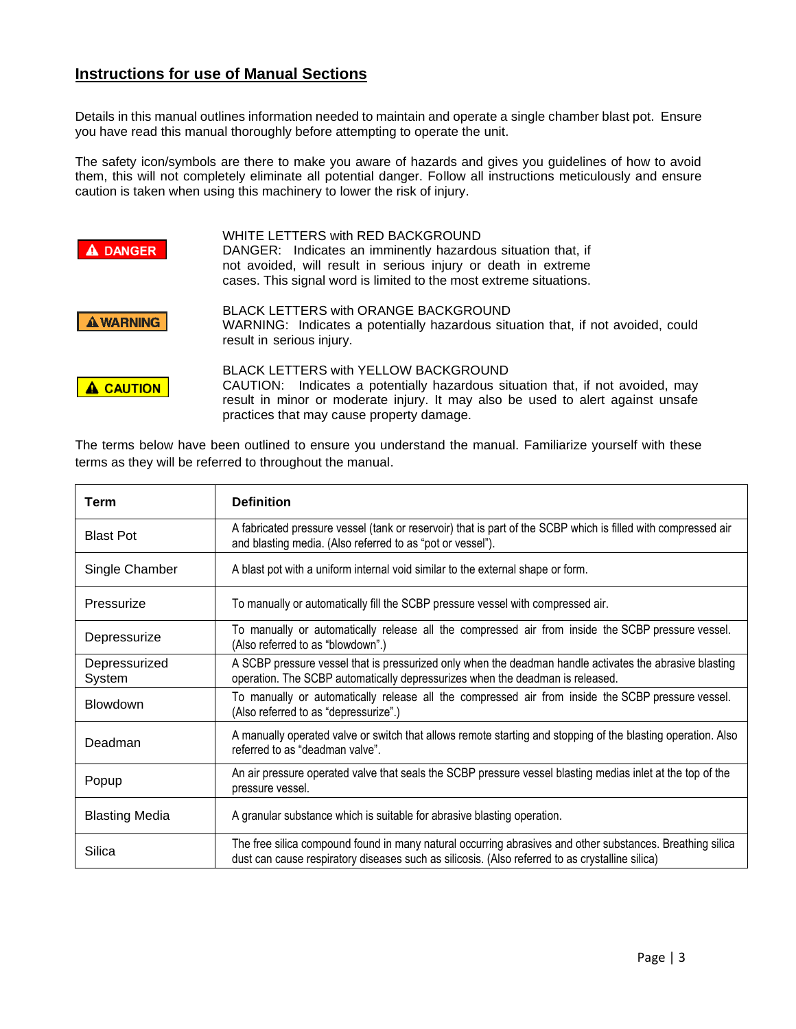## Instructions for use of Manual Sections

Details in this manual outlines information needed to maintain and operate a single chamber blast pot. Ensure you have read this manual thoroughly before attempting to operate the unit.

The safety icon/symbols are there to make you aware of hazards and gives you guidelines of how to avoid them, this will not completely eliminate all potential danger. Follow all instructions meticulously and ensure caution is taken when using this machinery to lower the risk of injury.

**⚠ DANGER**

WHITE LETTERS with RED BACKGROUND
DANGER: Indicates an imminently hazardous situation that, if not avoided, will result in serious injury or death in extreme cases. This signal word is limited to the most extreme situations.

**⚠ WARNING**

BLACK LETTERS with ORANGE BACKGROUND
WARNING: Indicates a potentially hazardous situation that, if not avoided, could result in serious injury.

**⚠ CAUTION**

BLACK LETTERS with YELLOW BACKGROUND
CAUTION: Indicates a potentially hazardous situation that, if not avoided, may result in minor or moderate injury. It may also be used to alert against unsafe practices that may cause property damage.

The terms below have been outlined to ensure you understand the manual. Familiarize yourself with these terms as they will be referred to throughout the manual.

| Term | Definition |
|---|---|
| Blast Pot | A fabricated pressure vessel (tank or reservoir) that is part of the SCBP which is filled with compressed air and blasting media. (Also referred to as "pot or vessel"). |
| Single Chamber | A blast pot with a uniform internal void similar to the external shape or form. |
| Pressurize | To manually or automatically fill the SCBP pressure vessel with compressed air. |
| Depressurize | To manually or automatically release all the compressed air from inside the SCBP pressure vessel. (Also referred to as "blowdown".) |
| Depressurized System | A SCBP pressure vessel that is pressurized only when the deadman handle activates the abrasive blasting operation. The SCBP automatically depressurizes when the deadman is released. |
| Blowdown | To manually or automatically release all the compressed air from inside the SCBP pressure vessel. (Also referred to as "depressurize".) |
| Deadman | A manually operated valve or switch that allows remote starting and stopping of the blasting operation. Also referred to as "deadman valve". |
| Popup | An air pressure operated valve that seals the SCBP pressure vessel blasting medias inlet at the top of the pressure vessel. |
| Blasting Media | A granular substance which is suitable for abrasive blasting operation. |
| Silica | The free silica compound found in many natural occurring abrasives and other substances. Breathing silica dust can cause respiratory diseases such as silicosis. (Also referred to as crystalline silica) |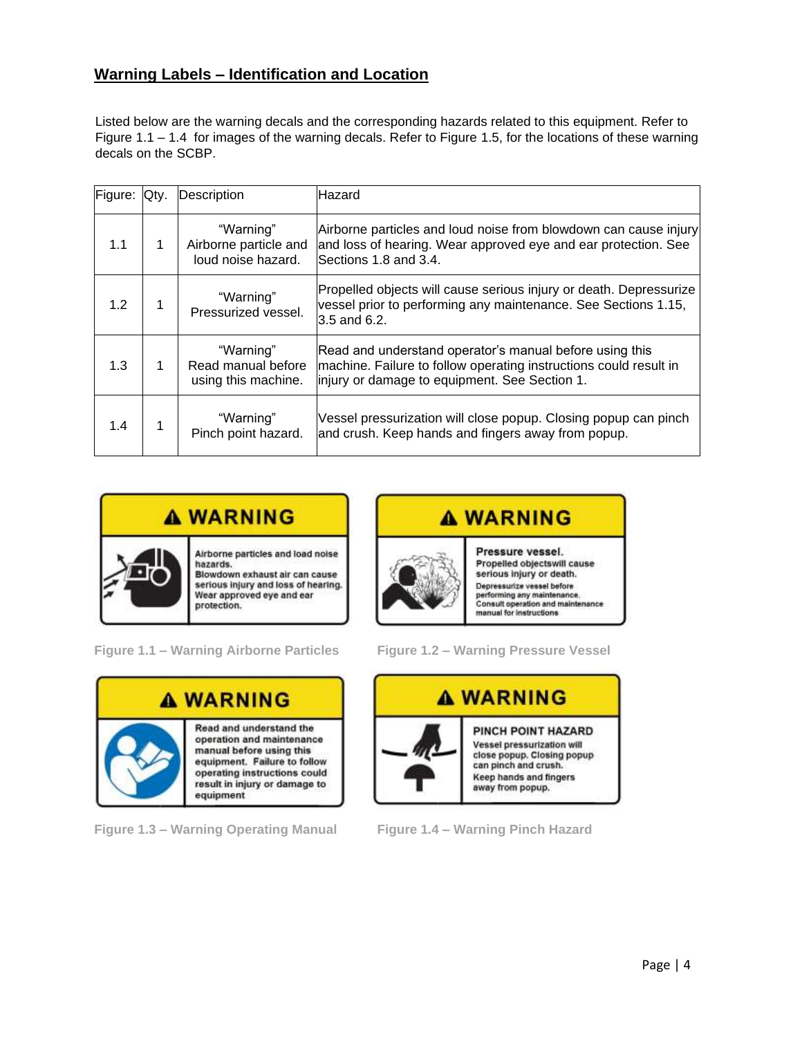## Warning Labels – Identification and Location

Listed below are the warning decals and the corresponding hazards related to this equipment. Refer to Figure 1.1 – 1.4 for images of the warning decals. Refer to Figure 1.5, for the locations of these warning decals on the SCBP.

| Figure: | Qty. | Description | Hazard |
|---|---|---|---|
| 1.1 | 1 | "Warning" Airborne particle and loud noise hazard. | Airborne particles and loud noise from blowdown can cause injury and loss of hearing. Wear approved eye and ear protection. See Sections 1.8 and 3.4. |
| 1.2 | 1 | "Warning" Pressurized vessel. | Propelled objects will cause serious injury or death. Depressurize vessel prior to performing any maintenance. See Sections 1.15, 3.5 and 6.2. |
| 1.3 | 1 | "Warning" Read manual before using this machine. | Read and understand operator's manual before using this machine. Failure to follow operating instructions could result in injury or damage to equipment. See Section 1. |
| 1.4 | 1 | "Warning" Pinch point hazard. | Vessel pressurization will close popup. Closing popup can pinch and crush. Keep hands and fingers away from popup. |

**⚠ WARNING**

Airborne particles and load noise hazards.
Blowdown exhaust air can cause serious injury and loss of hearing.
Wear approved eye and ear protection.

Figure 1.1 – Warning Airborne Particles

**⚠ WARNING**

**Pressure vessel.**
Propelled objectswill cause serious injury or death.
Depressurize vessel before performing any maintenance.
Consult operation and maintenance manual for instructions

Figure 1.2 – Warning Pressure Vessel

**⚠ WARNING**

Read and understand the operation and maintenance manual before using this equipment. Failure to follow operating instructions could result in injury or damage to equipment

Figure 1.3 – Warning Operating Manual

**⚠ WARNING**

**PINCH POINT HAZARD**
Vessel pressurization will close popup. Closing popup can pinch and crush.
Keep hands and fingers away from popup.

Figure 1.4 – Warning Pinch Hazard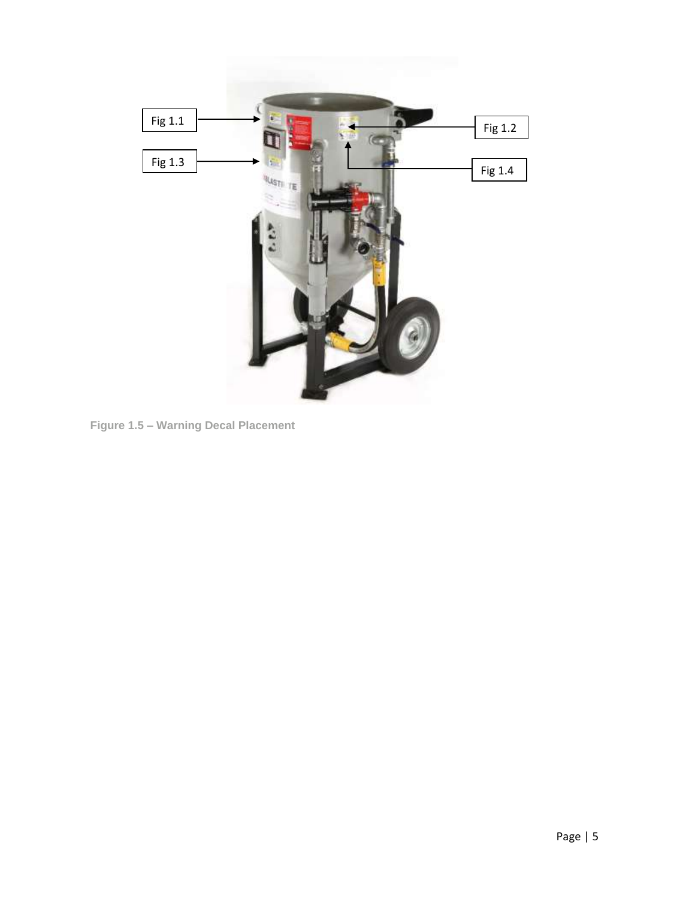Fig 1.1

Fig 1.2

Fig 1.3

Fig 1.4

Figure 1.5 – Warning Decal Placement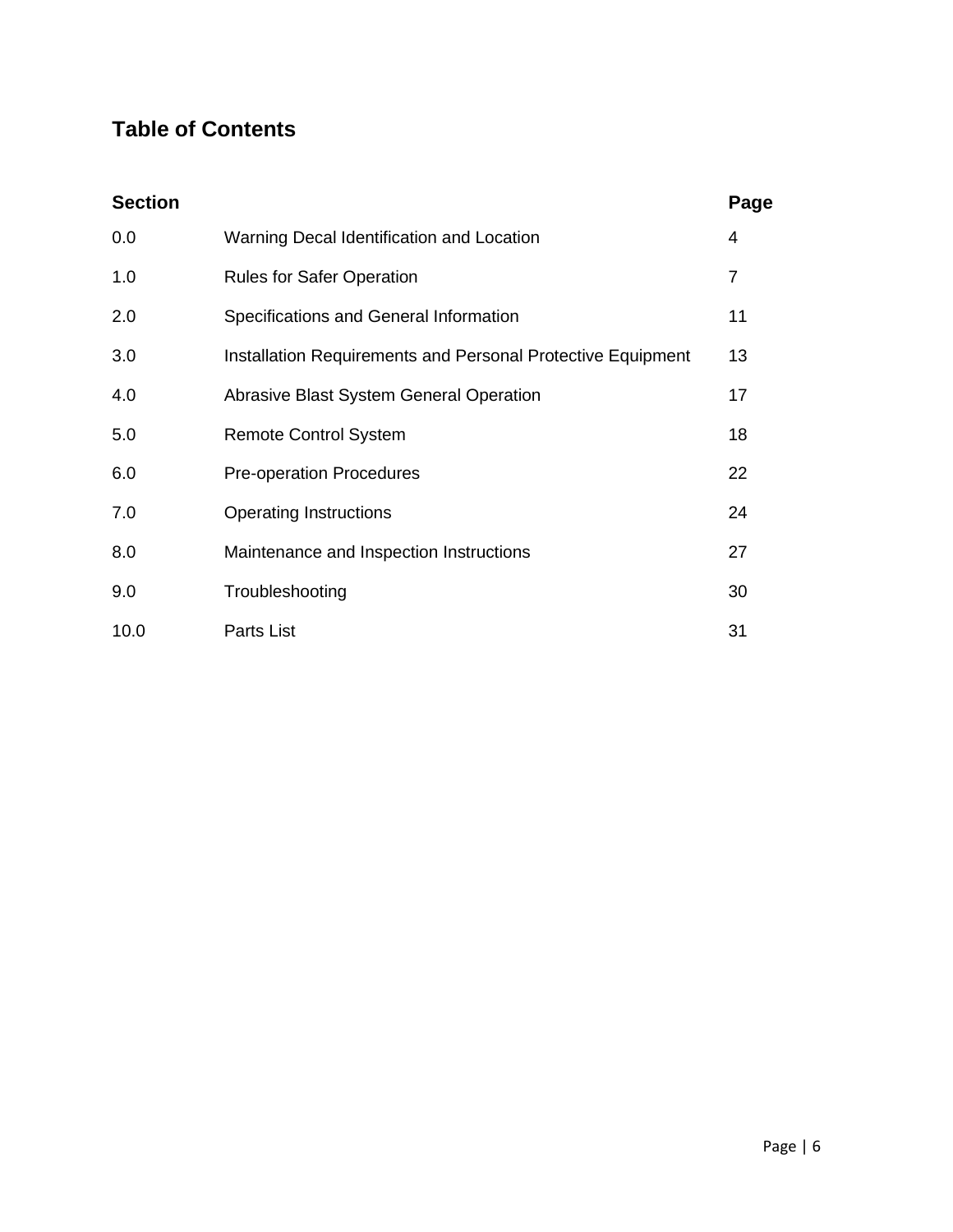# Table of Contents

| Section | | Page |
|---|---|---|
| 0.0 | Warning Decal Identification and Location | 4 |
| 1.0 | Rules for Safer Operation | 7 |
| 2.0 | Specifications and General Information | 11 |
| 3.0 | Installation Requirements and Personal Protective Equipment | 13 |
| 4.0 | Abrasive Blast System General Operation | 17 |
| 5.0 | Remote Control System | 18 |
| 6.0 | Pre-operation Procedures | 22 |
| 7.0 | Operating Instructions | 24 |
| 8.0 | Maintenance and Inspection Instructions | 27 |
| 9.0 | Troubleshooting | 30 |
| 10.0 | Parts List | 31 |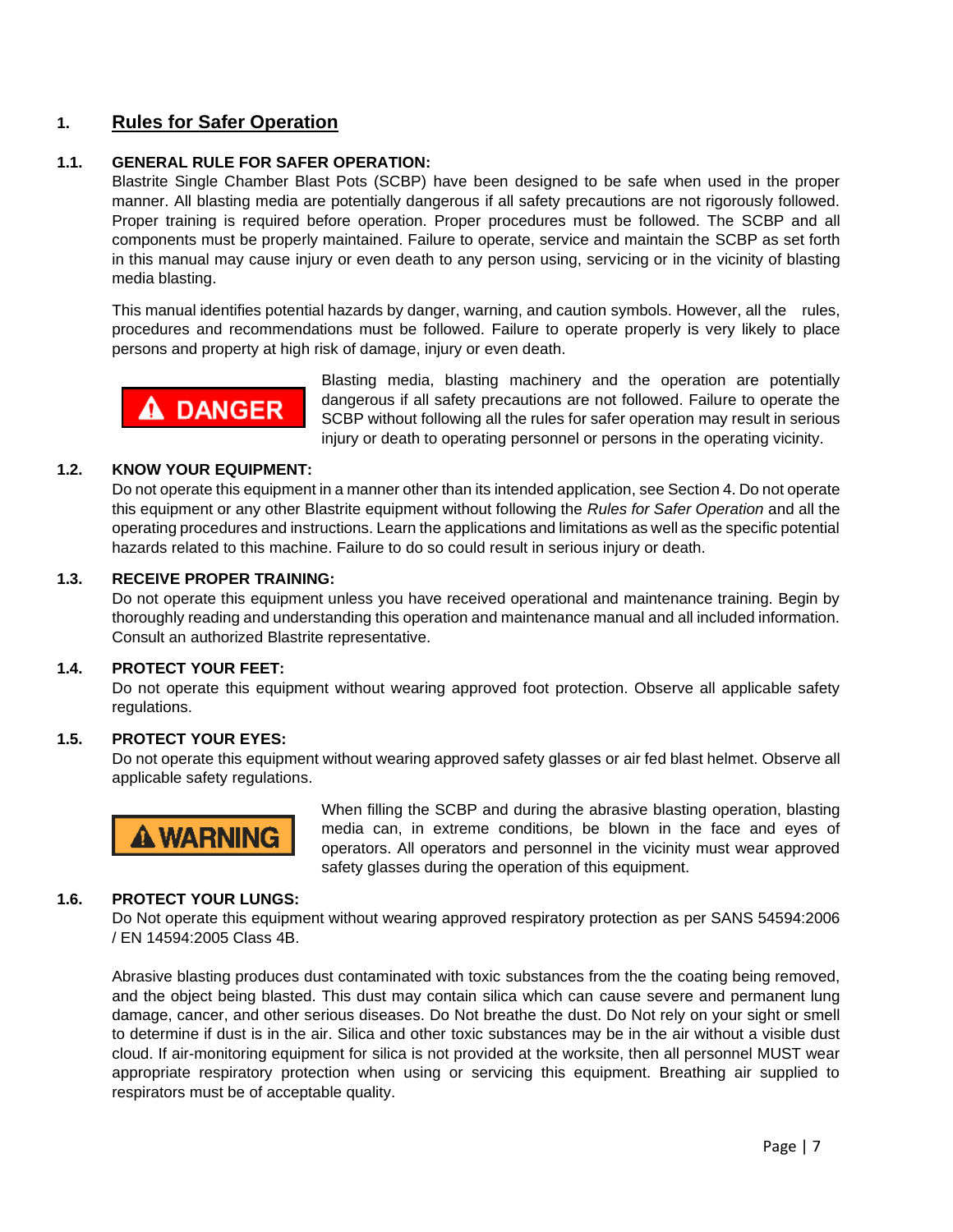# 1. Rules for Safer Operation

## 1.1. GENERAL RULE FOR SAFER OPERATION:

Blastrite Single Chamber Blast Pots (SCBP) have been designed to be safe when used in the proper manner. All blasting media are potentially dangerous if all safety precautions are not rigorously followed. Proper training is required before operation. Proper procedures must be followed. The SCBP and all components must be properly maintained. Failure to operate, service and maintain the SCBP as set forth in this manual may cause injury or even death to any person using, servicing or in the vicinity of blasting media blasting.

This manual identifies potential hazards by danger, warning, and caution symbols. However, all the rules, procedures and recommendations must be followed. Failure to operate properly is very likely to place persons and property at high risk of damage, injury or even death.

**⚠ DANGER**

Blasting media, blasting machinery and the operation are potentially dangerous if all safety precautions are not followed. Failure to operate the SCBP without following all the rules for safer operation may result in serious injury or death to operating personnel or persons in the operating vicinity.

## 1.2. KNOW YOUR EQUIPMENT:

Do not operate this equipment in a manner other than its intended application, see Section 4. Do not operate this equipment or any other Blastrite equipment without following the *Rules for Safer Operation* and all the operating procedures and instructions. Learn the applications and limitations as well as the specific potential hazards related to this machine. Failure to do so could result in serious injury or death.

## 1.3. RECEIVE PROPER TRAINING:

Do not operate this equipment unless you have received operational and maintenance training. Begin by thoroughly reading and understanding this operation and maintenance manual and all included information. Consult an authorized Blastrite representative.

## 1.4. PROTECT YOUR FEET:

Do not operate this equipment without wearing approved foot protection. Observe all applicable safety regulations.

## 1.5. PROTECT YOUR EYES:

Do not operate this equipment without wearing approved safety glasses or air fed blast helmet. Observe all applicable safety regulations.

**⚠ WARNING**

When filling the SCBP and during the abrasive blasting operation, blasting media can, in extreme conditions, be blown in the face and eyes of operators. All operators and personnel in the vicinity must wear approved safety glasses during the operation of this equipment.

## 1.6. PROTECT YOUR LUNGS:

Do Not operate this equipment without wearing approved respiratory protection as per SANS 54594:2006 / EN 14594:2005 Class 4B.

Abrasive blasting produces dust contaminated with toxic substances from the the coating being removed, and the object being blasted. This dust may contain silica which can cause severe and permanent lung damage, cancer, and other serious diseases. Do Not breathe the dust. Do Not rely on your sight or smell to determine if dust is in the air. Silica and other toxic substances may be in the air without a visible dust cloud. If air-monitoring equipment for silica is not provided at the worksite, then all personnel MUST wear appropriate respiratory protection when using or servicing this equipment. Breathing air supplied to respirators must be of acceptable quality.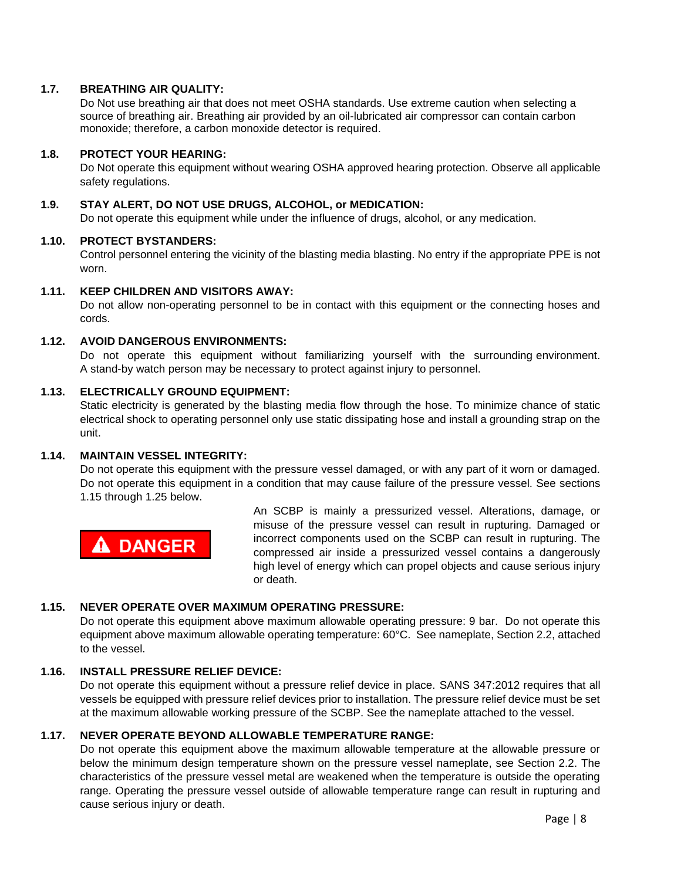### 1.7. BREATHING AIR QUALITY:

Do Not use breathing air that does not meet OSHA standards. Use extreme caution when selecting a source of breathing air. Breathing air provided by an oil-lubricated air compressor can contain carbon monoxide; therefore, a carbon monoxide detector is required.

### 1.8. PROTECT YOUR HEARING:

Do Not operate this equipment without wearing OSHA approved hearing protection. Observe all applicable safety regulations.

### 1.9. STAY ALERT, DO NOT USE DRUGS, ALCOHOL, or MEDICATION:

Do not operate this equipment while under the influence of drugs, alcohol, or any medication.

### 1.10. PROTECT BYSTANDERS:

Control personnel entering the vicinity of the blasting media blasting. No entry if the appropriate PPE is not worn.

### 1.11. KEEP CHILDREN AND VISITORS AWAY:

Do not allow non-operating personnel to be in contact with this equipment or the connecting hoses and cords.

### 1.12. AVOID DANGEROUS ENVIRONMENTS:

Do not operate this equipment without familiarizing yourself with the surrounding environment. A stand-by watch person may be necessary to protect against injury to personnel.

### 1.13. ELECTRICALLY GROUND EQUIPMENT:

Static electricity is generated by the blasting media flow through the hose. To minimize chance of static electrical shock to operating personnel only use static dissipating hose and install a grounding strap on the unit.

### 1.14. MAINTAIN VESSEL INTEGRITY:

Do not operate this equipment with the pressure vessel damaged, or with any part of it worn or damaged. Do not operate this equipment in a condition that may cause failure of the pressure vessel. See sections 1.15 through 1.25 below.

**⚠ DANGER**

An SCBP is mainly a pressurized vessel. Alterations, damage, or misuse of the pressure vessel can result in rupturing. Damaged or incorrect components used on the SCBP can result in rupturing. The compressed air inside a pressurized vessel contains a dangerously high level of energy which can propel objects and cause serious injury or death.

### 1.15. NEVER OPERATE OVER MAXIMUM OPERATING PRESSURE:

Do not operate this equipment above maximum allowable operating pressure: 9 bar. Do not operate this equipment above maximum allowable operating temperature: 60°C. See nameplate, Section 2.2, attached to the vessel.

### 1.16. INSTALL PRESSURE RELIEF DEVICE:

Do not operate this equipment without a pressure relief device in place. SANS 347:2012 requires that all vessels be equipped with pressure relief devices prior to installation. The pressure relief device must be set at the maximum allowable working pressure of the SCBP. See the nameplate attached to the vessel.

### 1.17. NEVER OPERATE BEYOND ALLOWABLE TEMPERATURE RANGE:

Do not operate this equipment above the maximum allowable temperature at the allowable pressure or below the minimum design temperature shown on the pressure vessel nameplate, see Section 2.2. The characteristics of the pressure vessel metal are weakened when the temperature is outside the operating range. Operating the pressure vessel outside of allowable temperature range can result in rupturing and cause serious injury or death.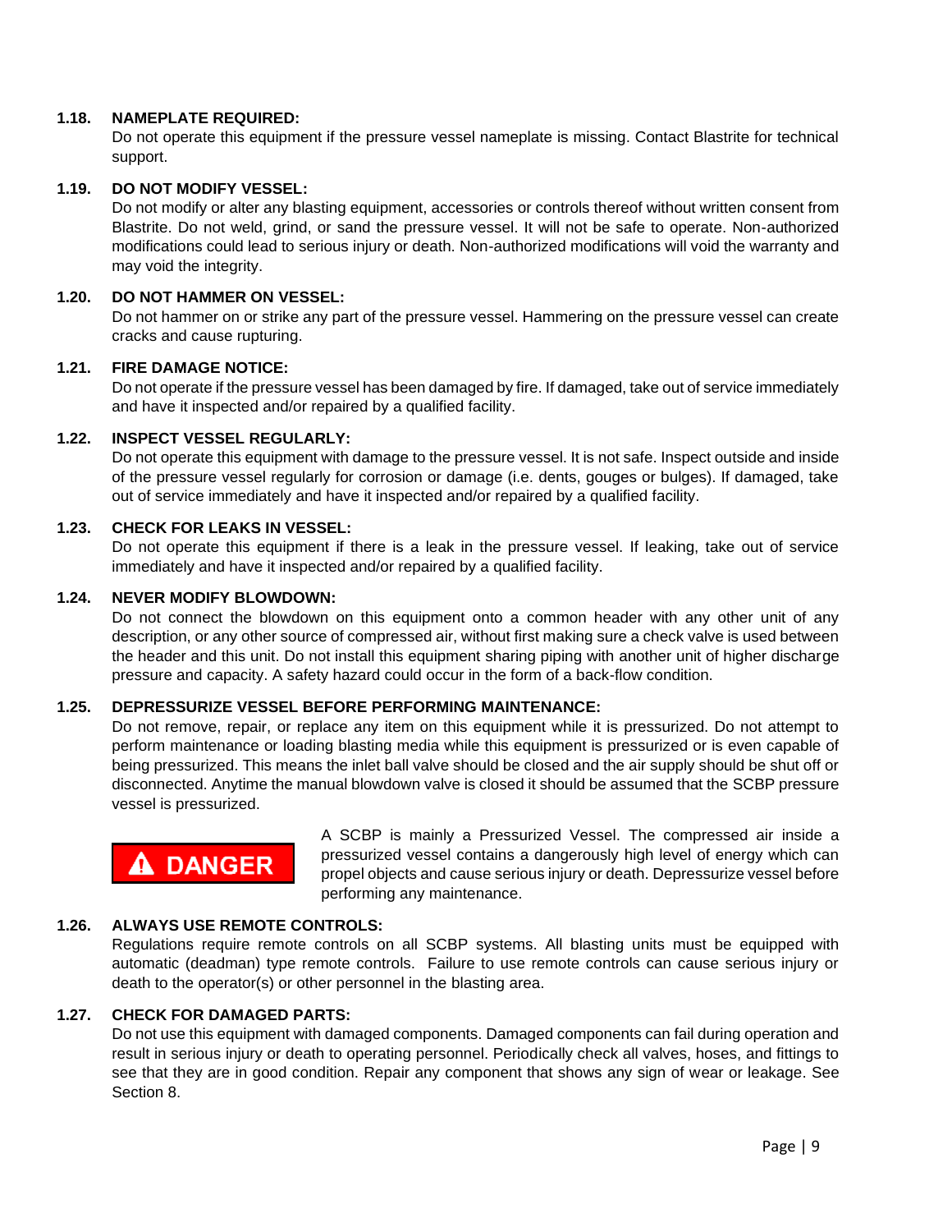### 1.18. NAMEPLATE REQUIRED:

Do not operate this equipment if the pressure vessel nameplate is missing. Contact Blastrite for technical support.

### 1.19. DO NOT MODIFY VESSEL:

Do not modify or alter any blasting equipment, accessories or controls thereof without written consent from Blastrite. Do not weld, grind, or sand the pressure vessel. It will not be safe to operate. Non-authorized modifications could lead to serious injury or death. Non-authorized modifications will void the warranty and may void the integrity.

### 1.20. DO NOT HAMMER ON VESSEL:

Do not hammer on or strike any part of the pressure vessel. Hammering on the pressure vessel can create cracks and cause rupturing.

### 1.21. FIRE DAMAGE NOTICE:

Do not operate if the pressure vessel has been damaged by fire. If damaged, take out of service immediately and have it inspected and/or repaired by a qualified facility.

### 1.22. INSPECT VESSEL REGULARLY:

Do not operate this equipment with damage to the pressure vessel. It is not safe. Inspect outside and inside of the pressure vessel regularly for corrosion or damage (i.e. dents, gouges or bulges). If damaged, take out of service immediately and have it inspected and/or repaired by a qualified facility.

### 1.23. CHECK FOR LEAKS IN VESSEL:

Do not operate this equipment if there is a leak in the pressure vessel. If leaking, take out of service immediately and have it inspected and/or repaired by a qualified facility.

### 1.24. NEVER MODIFY BLOWDOWN:

Do not connect the blowdown on this equipment onto a common header with any other unit of any description, or any other source of compressed air, without first making sure a check valve is used between the header and this unit. Do not install this equipment sharing piping with another unit of higher discharge pressure and capacity. A safety hazard could occur in the form of a back-flow condition.

### 1.25. DEPRESSURIZE VESSEL BEFORE PERFORMING MAINTENANCE:

Do not remove, repair, or replace any item on this equipment while it is pressurized. Do not attempt to perform maintenance or loading blasting media while this equipment is pressurized or is even capable of being pressurized. This means the inlet ball valve should be closed and the air supply should be shut off or disconnected. Anytime the manual blowdown valve is closed it should be assumed that the SCBP pressure vessel is pressurized.

**⚠ DANGER**

A SCBP is mainly a Pressurized Vessel. The compressed air inside a pressurized vessel contains a dangerously high level of energy which can propel objects and cause serious injury or death. Depressurize vessel before performing any maintenance.

### 1.26. ALWAYS USE REMOTE CONTROLS:

Regulations require remote controls on all SCBP systems. All blasting units must be equipped with automatic (deadman) type remote controls. Failure to use remote controls can cause serious injury or death to the operator(s) or other personnel in the blasting area.

### 1.27. CHECK FOR DAMAGED PARTS:

Do not use this equipment with damaged components. Damaged components can fail during operation and result in serious injury or death to operating personnel. Periodically check all valves, hoses, and fittings to see that they are in good condition. Repair any component that shows any sign of wear or leakage. See Section 8.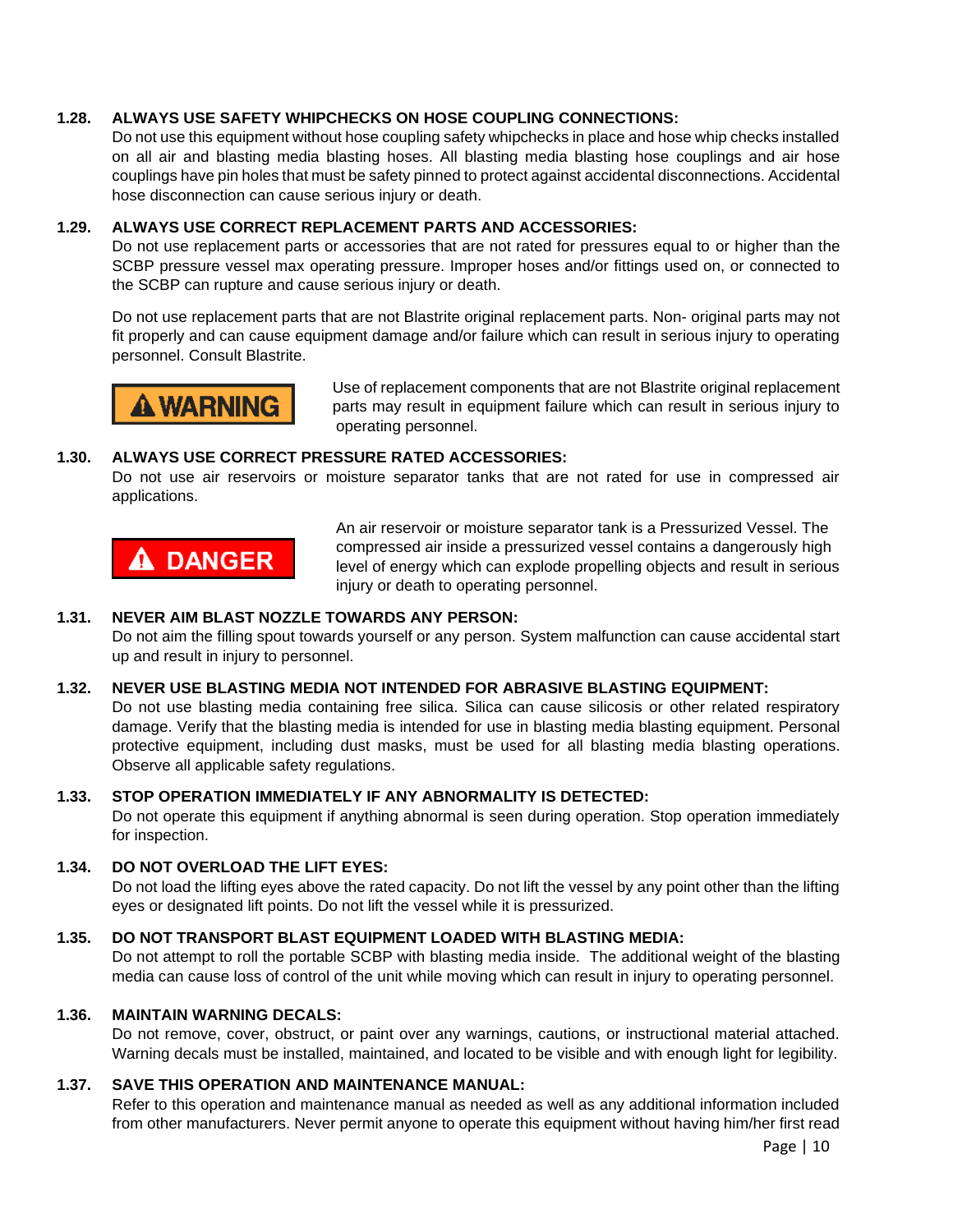### 1.28. ALWAYS USE SAFETY WHIPCHECKS ON HOSE COUPLING CONNECTIONS:

Do not use this equipment without hose coupling safety whipchecks in place and hose whip checks installed on all air and blasting media blasting hoses. All blasting media blasting hose couplings and air hose couplings have pin holes that must be safety pinned to protect against accidental disconnections. Accidental hose disconnection can cause serious injury or death.

### 1.29. ALWAYS USE CORRECT REPLACEMENT PARTS AND ACCESSORIES:

Do not use replacement parts or accessories that are not rated for pressures equal to or higher than the SCBP pressure vessel max operating pressure. Improper hoses and/or fittings used on, or connected to the SCBP can rupture and cause serious injury or death.

Do not use replacement parts that are not Blastrite original replacement parts. Non- original parts may not fit properly and can cause equipment damage and/or failure which can result in serious injury to operating personnel. Consult Blastrite.

**⚠ WARNING**

Use of replacement components that are not Blastrite original replacement parts may result in equipment failure which can result in serious injury to operating personnel.

### 1.30. ALWAYS USE CORRECT PRESSURE RATED ACCESSORIES:

Do not use air reservoirs or moisture separator tanks that are not rated for use in compressed air applications.

**⚠ DANGER**

An air reservoir or moisture separator tank is a Pressurized Vessel. The compressed air inside a pressurized vessel contains a dangerously high level of energy which can explode propelling objects and result in serious injury or death to operating personnel.

### 1.31. NEVER AIM BLAST NOZZLE TOWARDS ANY PERSON:

Do not aim the filling spout towards yourself or any person. System malfunction can cause accidental start up and result in injury to personnel.

### 1.32. NEVER USE BLASTING MEDIA NOT INTENDED FOR ABRASIVE BLASTING EQUIPMENT:

Do not use blasting media containing free silica. Silica can cause silicosis or other related respiratory damage. Verify that the blasting media is intended for use in blasting media blasting equipment. Personal protective equipment, including dust masks, must be used for all blasting media blasting operations. Observe all applicable safety regulations.

### 1.33. STOP OPERATION IMMEDIATELY IF ANY ABNORMALITY IS DETECTED:

Do not operate this equipment if anything abnormal is seen during operation. Stop operation immediately for inspection.

### 1.34. DO NOT OVERLOAD THE LIFT EYES:

Do not load the lifting eyes above the rated capacity. Do not lift the vessel by any point other than the lifting eyes or designated lift points. Do not lift the vessel while it is pressurized.

### 1.35. DO NOT TRANSPORT BLAST EQUIPMENT LOADED WITH BLASTING MEDIA:

Do not attempt to roll the portable SCBP with blasting media inside. The additional weight of the blasting media can cause loss of control of the unit while moving which can result in injury to operating personnel.

### 1.36. MAINTAIN WARNING DECALS:

Do not remove, cover, obstruct, or paint over any warnings, cautions, or instructional material attached. Warning decals must be installed, maintained, and located to be visible and with enough light for legibility.

### 1.37. SAVE THIS OPERATION AND MAINTENANCE MANUAL:

Refer to this operation and maintenance manual as needed as well as any additional information included from other manufacturers. Never permit anyone to operate this equipment without having him/her first read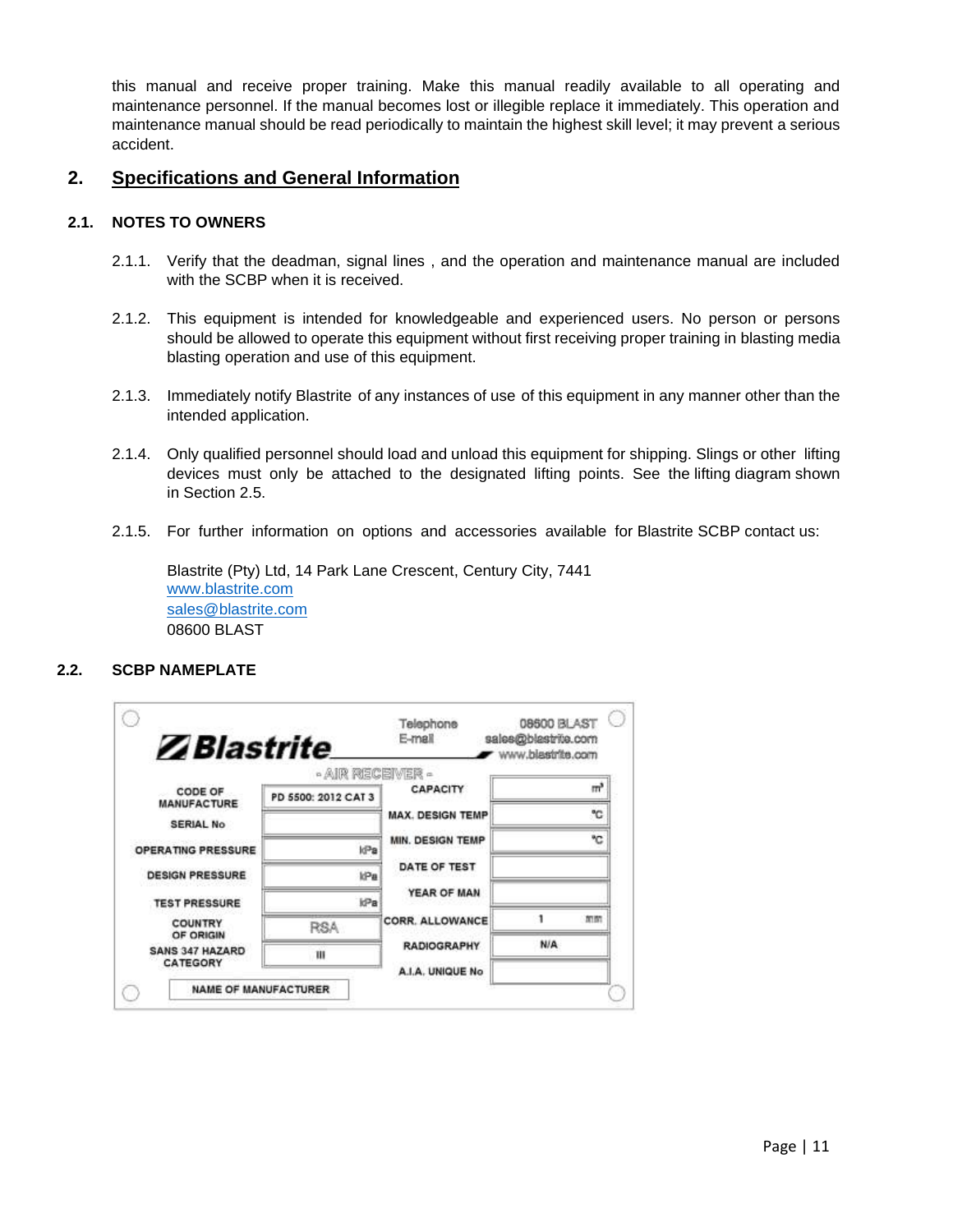this manual and receive proper training. Make this manual readily available to all operating and maintenance personnel. If the manual becomes lost or illegible replace it immediately. This operation and maintenance manual should be read periodically to maintain the highest skill level; it may prevent a serious accident.

## 2. Specifications and General Information

### 2.1. NOTES TO OWNERS

2.1.1. Verify that the deadman, signal lines , and the operation and maintenance manual are included with the SCBP when it is received.

2.1.2. This equipment is intended for knowledgeable and experienced users. No person or persons should be allowed to operate this equipment without first receiving proper training in blasting media blasting operation and use of this equipment.

2.1.3. Immediately notify Blastrite of any instances of use of this equipment in any manner other than the intended application.

2.1.4. Only qualified personnel should load and unload this equipment for shipping. Slings or other lifting devices must only be attached to the designated lifting points. See the lifting diagram shown in Section 2.5.

2.1.5. For further information on options and accessories available for Blastrite SCBP contact us:

Blastrite (Pty) Ltd, 14 Park Lane Crescent, Century City, 7441
www.blastrite.com
sales@blastrite.com
08600 BLAST

### 2.2. SCBP NAMEPLATE

**Blastrite**

Telephone: 08600 BLAST
E-mail: sales@blastrite.com
www.blastrite.com

- AIR RECEIVER -

| | | | |
|---|---|---|---|
| CODE OF MANUFACTURE | PD 5500: 2012 CAT 3 | CAPACITY | m³ |
| SERIAL No | | MAX. DESIGN TEMP | °C |
| OPERATING PRESSURE | kPa | MIN. DESIGN TEMP | °C |
| DESIGN PRESSURE | kPa | DATE OF TEST | |
| TEST PRESSURE | kPa | YEAR OF MAN | |
| COUNTRY OF ORIGIN | RSA | CORR. ALLOWANCE | 1 mm |
| SANS 347 HAZARD CATEGORY | III | RADIOGRAPHY | N/A |
| | | A.I.A. UNIQUE No | |

NAME OF MANUFACTURER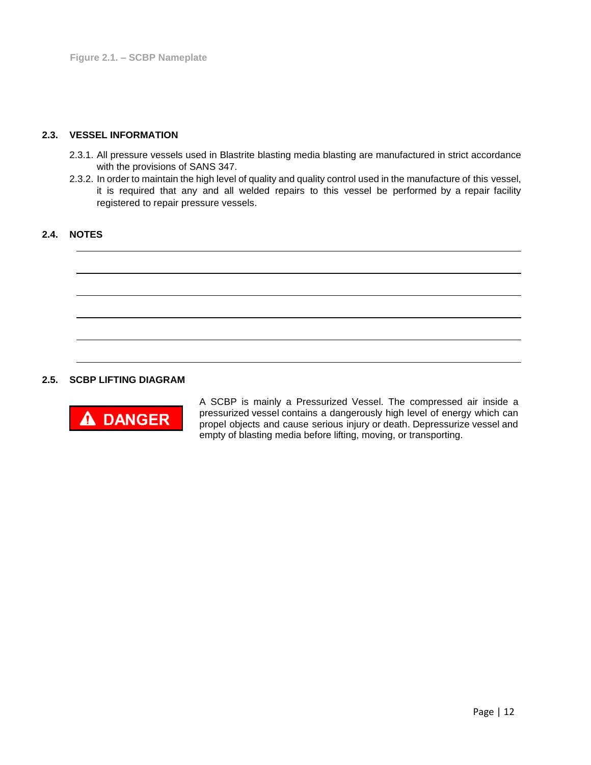Figure 2.1. – SCBP Nameplate

## 2.3. VESSEL INFORMATION

2.3.1. All pressure vessels used in Blastrite blasting media blasting are manufactured in strict accordance with the provisions of SANS 347.

2.3.2. In order to maintain the high level of quality and quality control used in the manufacture of this vessel, it is required that any and all welded repairs to this vessel be performed by a repair facility registered to repair pressure vessels.

## 2.4. NOTES

______________________________________________________________________

______________________________________________________________________

______________________________________________________________________

______________________________________________________________________

______________________________________________________________________

______________________________________________________________________

## 2.5. SCBP LIFTING DIAGRAM

**⚠ DANGER**

A SCBP is mainly a Pressurized Vessel. The compressed air inside a pressurized vessel contains a dangerously high level of energy which can propel objects and cause serious injury or death. Depressurize vessel and empty of blasting media before lifting, moving, or transporting.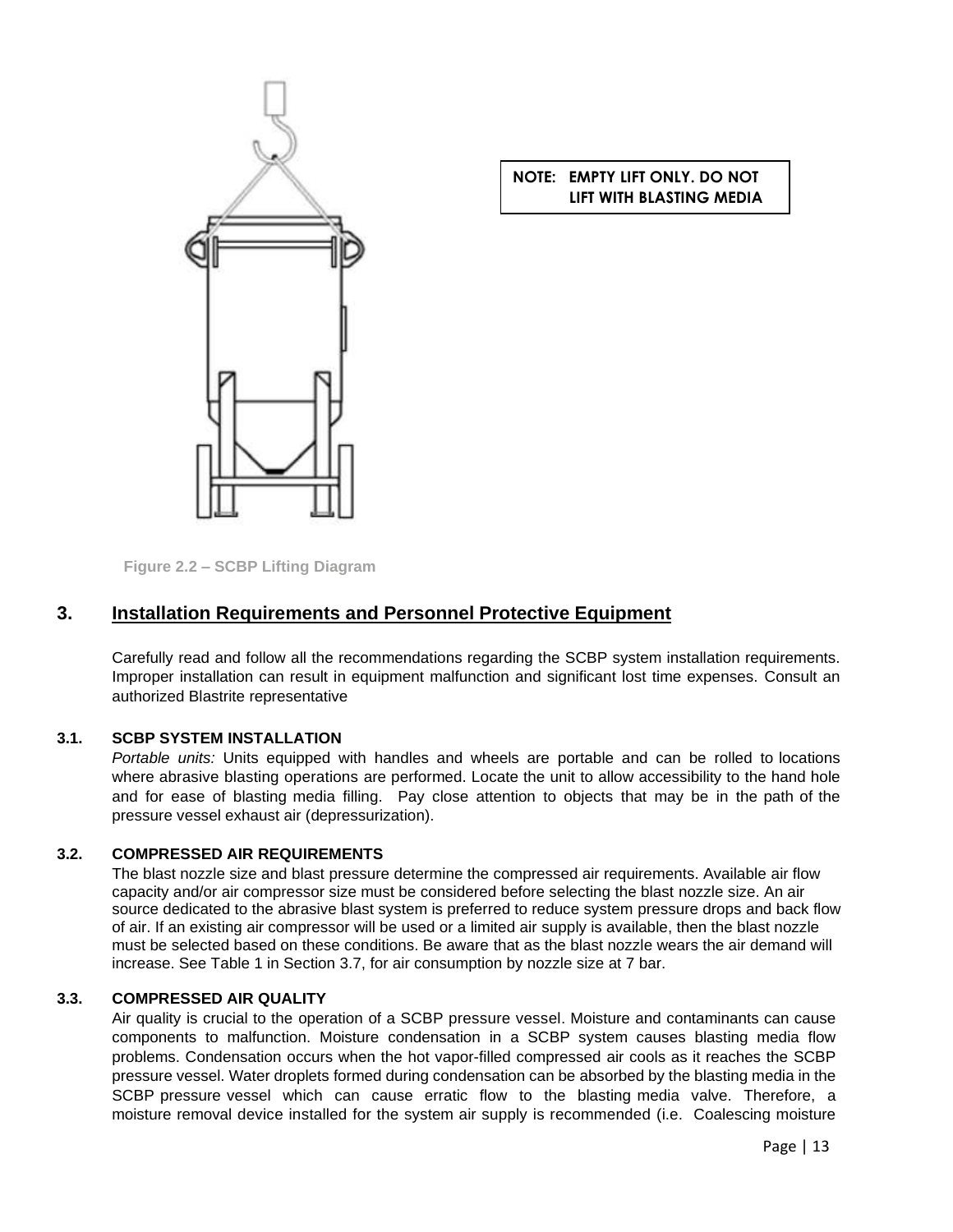**NOTE: EMPTY LIFT ONLY. DO NOT LIFT WITH BLASTING MEDIA**

Figure 2.2 – SCBP Lifting Diagram

# 3. Installation Requirements and Personnel Protective Equipment

Carefully read and follow all the recommendations regarding the SCBP system installation requirements. Improper installation can result in equipment malfunction and significant lost time expenses. Consult an authorized Blastrite representative

### 3.1. SCBP SYSTEM INSTALLATION

*Portable units:* Units equipped with handles and wheels are portable and can be rolled to locations where abrasive blasting operations are performed. Locate the unit to allow accessibility to the hand hole and for ease of blasting media filling. Pay close attention to objects that may be in the path of the pressure vessel exhaust air (depressurization).

### 3.2. COMPRESSED AIR REQUIREMENTS

The blast nozzle size and blast pressure determine the compressed air requirements. Available air flow capacity and/or air compressor size must be considered before selecting the blast nozzle size. An air source dedicated to the abrasive blast system is preferred to reduce system pressure drops and back flow of air. If an existing air compressor will be used or a limited air supply is available, then the blast nozzle must be selected based on these conditions. Be aware that as the blast nozzle wears the air demand will increase. See Table 1 in Section 3.7, for air consumption by nozzle size at 7 bar.

### 3.3. COMPRESSED AIR QUALITY

Air quality is crucial to the operation of a SCBP pressure vessel. Moisture and contaminants can cause components to malfunction. Moisture condensation in a SCBP system causes blasting media flow problems. Condensation occurs when the hot vapor-filled compressed air cools as it reaches the SCBP pressure vessel. Water droplets formed during condensation can be absorbed by the blasting media in the SCBP pressure vessel which can cause erratic flow to the blasting media valve. Therefore, a moisture removal device installed for the system air supply is recommended (i.e. Coalescing moisture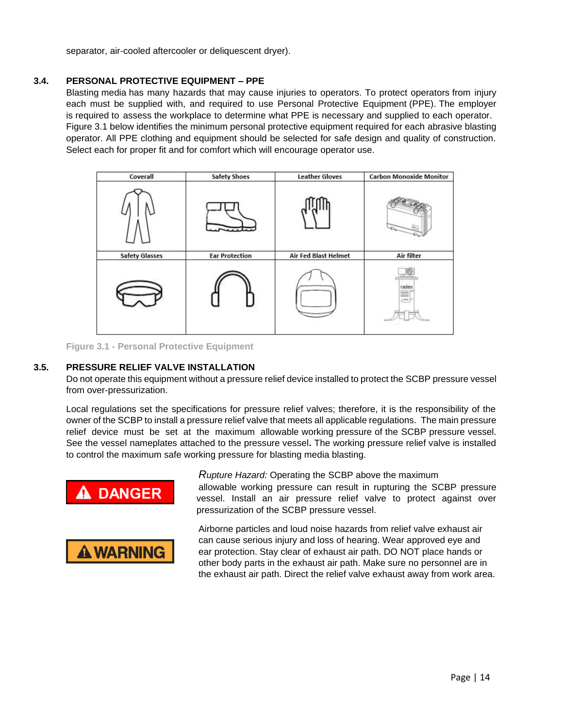separator, air-cooled aftercooler or deliquescent dryer).

### 3.4. PERSONAL PROTECTIVE EQUIPMENT – PPE

Blasting media has many hazards that may cause injuries to operators. To protect operators from injury each must be supplied with, and required to use Personal Protective Equipment (PPE). The employer is required to assess the workplace to determine what PPE is necessary and supplied to each operator. Figure 3.1 below identifies the minimum personal protective equipment required for each abrasive blasting operator. All PPE clothing and equipment should be selected for safe design and quality of construction. Select each for proper fit and for comfort which will encourage operator use.

| Coverall | Safety Shoes | Leather Gloves | Carbon Monoxide Monitor |
|---|---|---|---|
| Safety Glasses | Ear Protection | Air Fed Blast Helmet | Air filter |

Figure 3.1 - Personal Protective Equipment

### 3.5. PRESSURE RELIEF VALVE INSTALLATION

Do not operate this equipment without a pressure relief device installed to protect the SCBP pressure vessel from over-pressurization.

Local regulations set the specifications for pressure relief valves; therefore, it is the responsibility of the owner of the SCBP to install a pressure relief valve that meets all applicable regulations. The main pressure relief device must be set at the maximum allowable working pressure of the SCBP pressure vessel. See the vessel nameplates attached to the pressure vessel**.** The working pressure relief valve is installed to control the maximum safe working pressure for blasting media blasting.

**DANGER**

*Rupture Hazard:* Operating the SCBP above the maximum allowable working pressure can result in rupturing the SCBP pressure vessel. Install an air pressure relief valve to protect against over pressurization of the SCBP pressure vessel.

**WARNING**

Airborne particles and loud noise hazards from relief valve exhaust air can cause serious injury and loss of hearing. Wear approved eye and ear protection. Stay clear of exhaust air path. DO NOT place hands or other body parts in the exhaust air path. Make sure no personnel are in the exhaust air path. Direct the relief valve exhaust away from work area.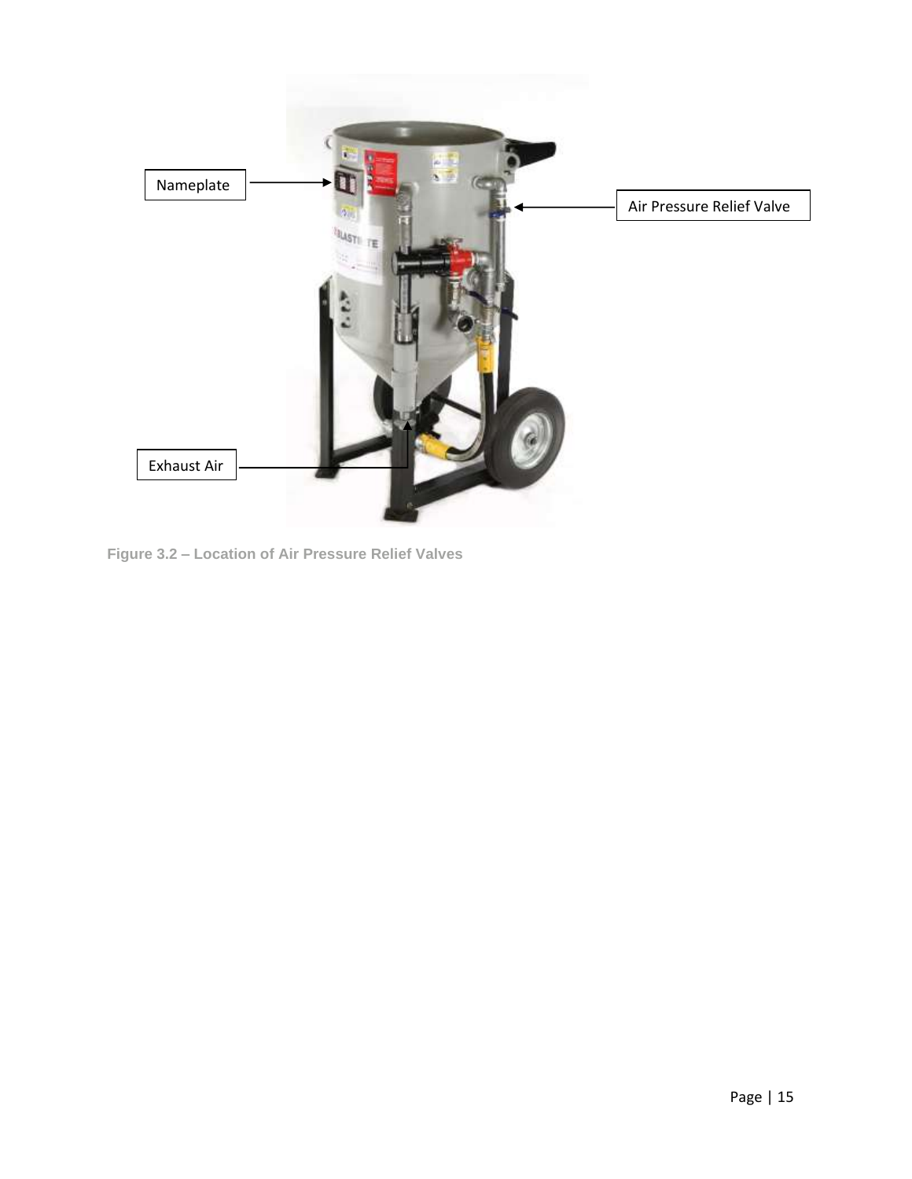Nameplate

Air Pressure Relief Valve

Exhaust Air

Figure 3.2 – Location of Air Pressure Relief Valves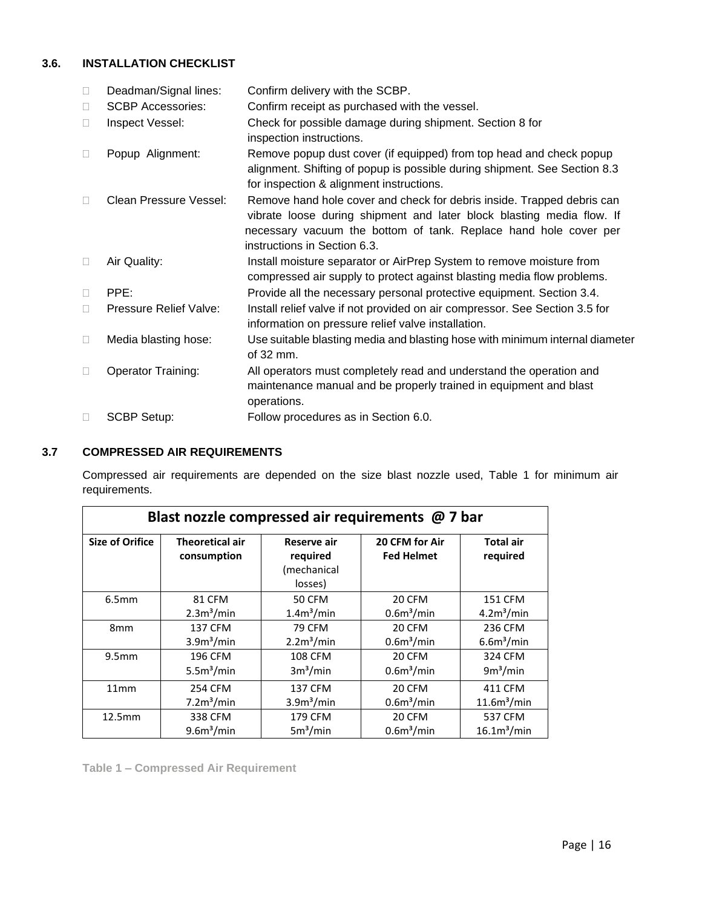### 3.6. INSTALLATION CHECKLIST

- ☐ Deadman/Signal lines: Confirm delivery with the SCBP.
- ☐ SCBP Accessories: Confirm receipt as purchased with the vessel.
- ☐ Inspect Vessel: Check for possible damage during shipment. Section 8 for inspection instructions.
- ☐ Popup Alignment: Remove popup dust cover (if equipped) from top head and check popup alignment. Shifting of popup is possible during shipment. See Section 8.3 for inspection & alignment instructions.
- ☐ Clean Pressure Vessel: Remove hand hole cover and check for debris inside. Trapped debris can vibrate loose during shipment and later block blasting media flow. If necessary vacuum the bottom of tank. Replace hand hole cover per instructions in Section 6.3.
- ☐ Air Quality: Install moisture separator or AirPrep System to remove moisture from compressed air supply to protect against blasting media flow problems.
- ☐ PPE: Provide all the necessary personal protective equipment. Section 3.4.
- ☐ Pressure Relief Valve: Install relief valve if not provided on air compressor. See Section 3.5 for information on pressure relief valve installation.
- ☐ Media blasting hose: Use suitable blasting media and blasting hose with minimum internal diameter of 32 mm.
- ☐ Operator Training: All operators must completely read and understand the operation and maintenance manual and be properly trained in equipment and blast operations.
- ☐ SCBP Setup: Follow procedures as in Section 6.0.

### 3.7 COMPRESSED AIR REQUIREMENTS

Compressed air requirements are depended on the size blast nozzle used, Table 1 for minimum air requirements.

| Blast nozzle compressed air requirements @ 7 bar | | | | |
|---|---|---|---|---|
| **Size of Orifice** | **Theoretical air consumption** | **Reserve air required** (mechanical losses) | **20 CFM for Air Fed Helmet** | **Total air required** |
| 6.5mm | 81 CFM<br>$2.3m^3/min$ | 50 CFM<br>$1.4m^3/min$ | 20 CFM<br>$0.6m^3/min$ | 151 CFM<br>$4.2m^3/min$ |
| 8mm | 137 CFM<br>$3.9m^3/min$ | 79 CFM<br>$2.2m^3/min$ | 20 CFM<br>$0.6m^3/min$ | 236 CFM<br>$6.6m^3/min$ |
| 9.5mm | 196 CFM<br>$5.5m^3/min$ | 108 CFM<br>$3m^3/min$ | 20 CFM<br>$0.6m^3/min$ | 324 CFM<br>$9m^3/min$ |
| 11mm | 254 CFM<br>$7.2m^3/min$ | 137 CFM<br>$3.9m^3/min$ | 20 CFM<br>$0.6m^3/min$ | 411 CFM<br>$11.6m^3/min$ |
| 12.5mm | 338 CFM<br>$9.6m^3/min$ | 179 CFM<br>$5m^3/min$ | 20 CFM<br>$0.6m^3/min$ | 537 CFM<br>$16.1m^3/min$ |

Table 1 – Compressed Air Requirement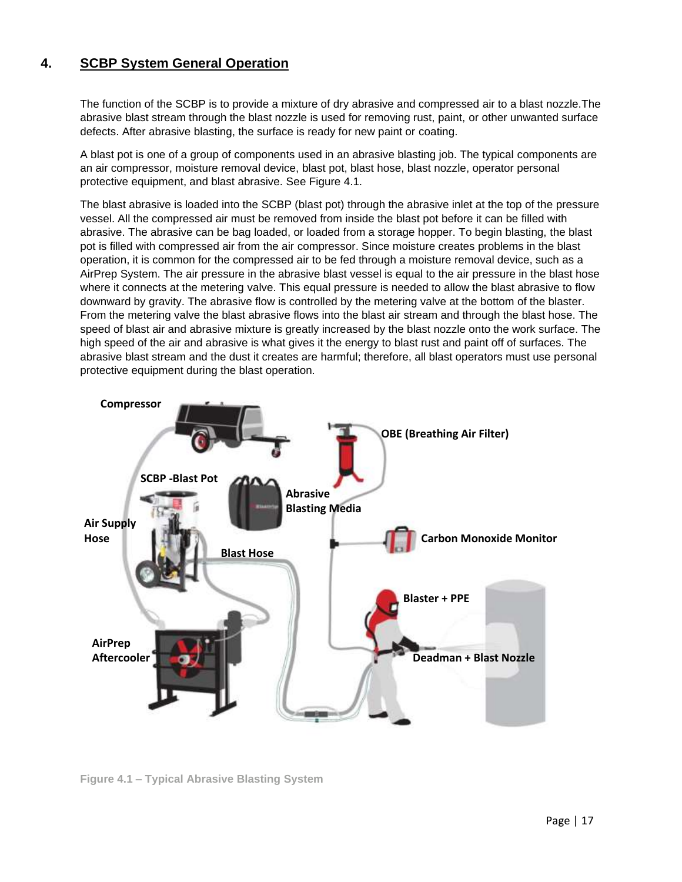## 4. SCBP System General Operation

The function of the SCBP is to provide a mixture of dry abrasive and compressed air to a blast nozzle.The abrasive blast stream through the blast nozzle is used for removing rust, paint, or other unwanted surface defects. After abrasive blasting, the surface is ready for new paint or coating.

A blast pot is one of a group of components used in an abrasive blasting job. The typical components are an air compressor, moisture removal device, blast pot, blast hose, blast nozzle, operator personal protective equipment, and blast abrasive. See Figure 4.1.

The blast abrasive is loaded into the SCBP (blast pot) through the abrasive inlet at the top of the pressure vessel. All the compressed air must be removed from inside the blast pot before it can be filled with abrasive. The abrasive can be bag loaded, or loaded from a storage hopper. To begin blasting, the blast pot is filled with compressed air from the air compressor. Since moisture creates problems in the blast operation, it is common for the compressed air to be fed through a moisture removal device, such as a AirPrep System. The air pressure in the abrasive blast vessel is equal to the air pressure in the blast hose where it connects at the metering valve. This equal pressure is needed to allow the blast abrasive to flow downward by gravity. The abrasive flow is controlled by the metering valve at the bottom of the blaster. From the metering valve the blast abrasive flows into the blast air stream and through the blast hose. The speed of blast air and abrasive mixture is greatly increased by the blast nozzle onto the work surface. The high speed of the air and abrasive is what gives it the energy to blast rust and paint off of surfaces. The abrasive blast stream and the dust it creates are harmful; therefore, all blast operators must use personal protective equipment during the blast operation.

Compressor

OBE (Breathing Air Filter)

SCBP -Blast Pot

Abrasive Blasting Media

Air Supply Hose

Carbon Monoxide Monitor

Blast Hose

Blaster + PPE

AirPrep Aftercooler

Deadman + Blast Nozzle

Figure 4.1 – Typical Abrasive Blasting System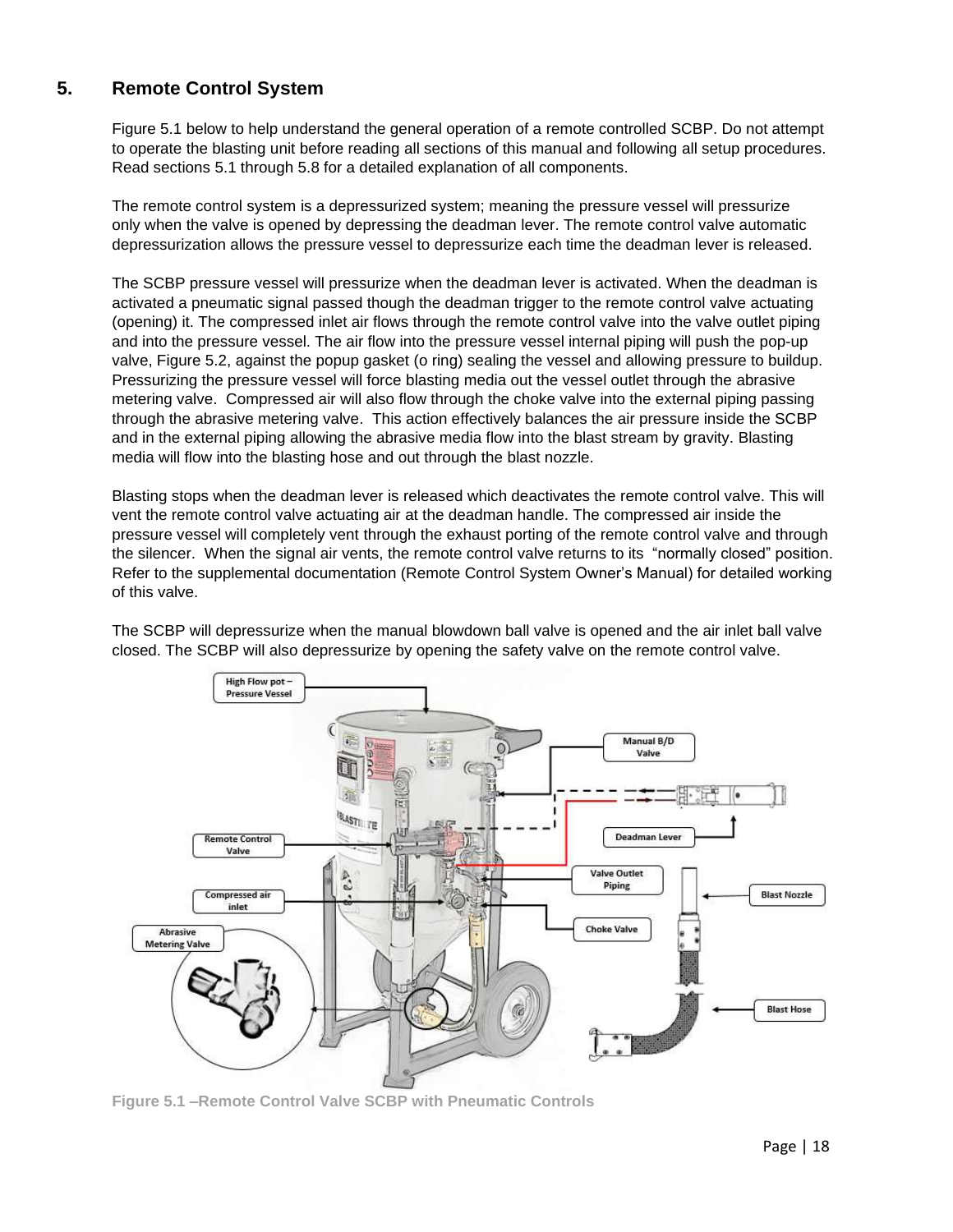## 5. Remote Control System

Figure 5.1 below to help understand the general operation of a remote controlled SCBP. Do not attempt to operate the blasting unit before reading all sections of this manual and following all setup procedures. Read sections 5.1 through 5.8 for a detailed explanation of all components.

The remote control system is a depressurized system; meaning the pressure vessel will pressurize only when the valve is opened by depressing the deadman lever. The remote control valve automatic depressurization allows the pressure vessel to depressurize each time the deadman lever is released.

The SCBP pressure vessel will pressurize when the deadman lever is activated. When the deadman is activated a pneumatic signal passed though the deadman trigger to the remote control valve actuating (opening) it. The compressed inlet air flows through the remote control valve into the valve outlet piping and into the pressure vessel. The air flow into the pressure vessel internal piping will push the pop-up valve, Figure 5.2, against the popup gasket (o ring) sealing the vessel and allowing pressure to buildup. Pressurizing the pressure vessel will force blasting media out the vessel outlet through the abrasive metering valve. Compressed air will also flow through the choke valve into the external piping passing through the abrasive metering valve. This action effectively balances the air pressure inside the SCBP and in the external piping allowing the abrasive media flow into the blast stream by gravity. Blasting media will flow into the blasting hose and out through the blast nozzle.

Blasting stops when the deadman lever is released which deactivates the remote control valve. This will vent the remote control valve actuating air at the deadman handle. The compressed air inside the pressure vessel will completely vent through the exhaust porting of the remote control valve and through the silencer. When the signal air vents, the remote control valve returns to its "normally closed" position. Refer to the supplemental documentation (Remote Control System Owner's Manual) for detailed working of this valve.

The SCBP will depressurize when the manual blowdown ball valve is opened and the air inlet ball valve closed. The SCBP will also depressurize by opening the safety valve on the remote control valve.

High Flow pot – Pressure Vessel

Manual B/D Valve

Deadman Lever

Remote Control Valve

Valve Outlet Piping

Compressed air inlet

Blast Nozzle

Choke Valve

Abrasive Metering Valve

Blast Hose

**Figure 5.1 –Remote Control Valve SCBP with Pneumatic Controls**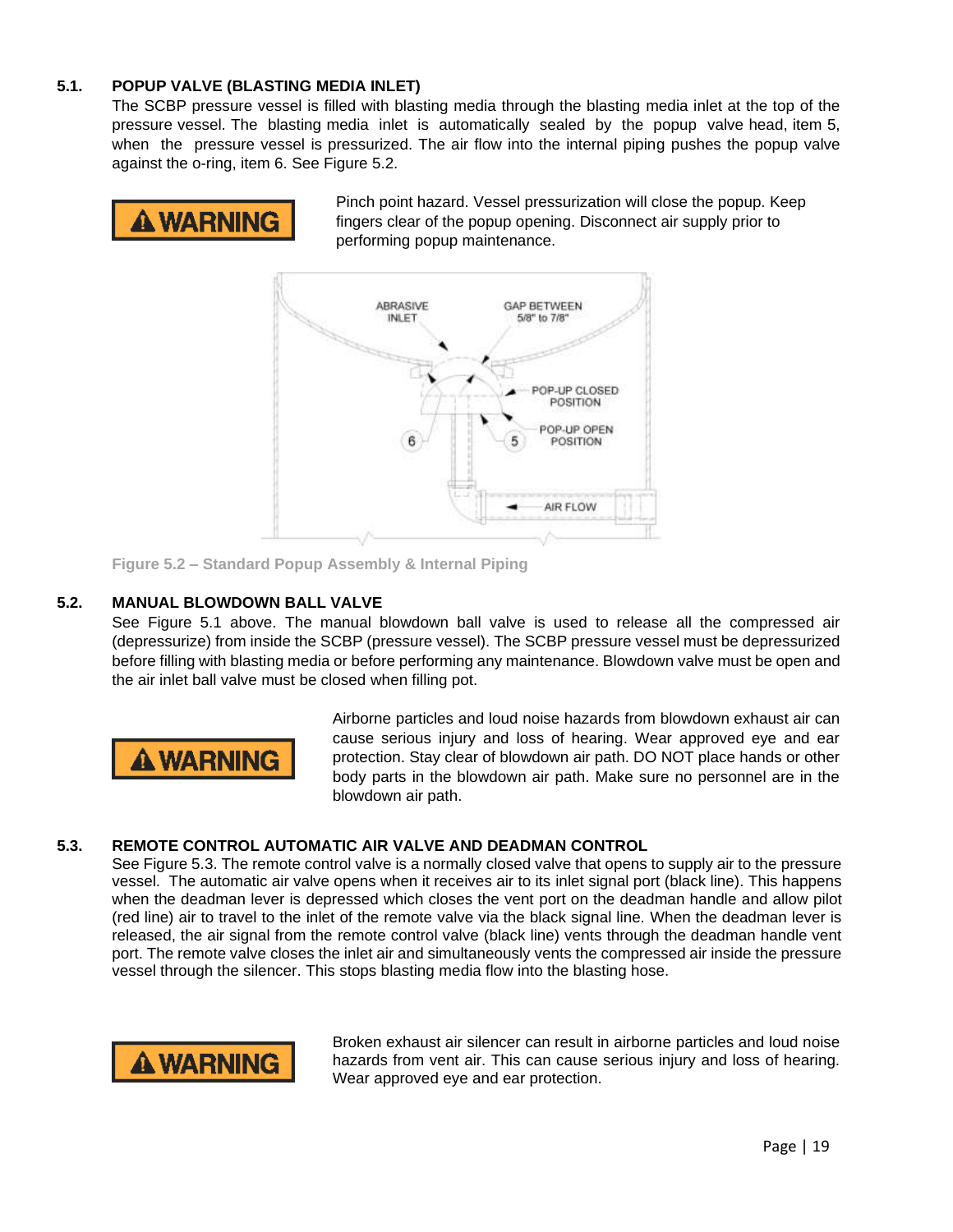## 5.1. POPUP VALVE (BLASTING MEDIA INLET)

The SCBP pressure vessel is filled with blasting media through the blasting media inlet at the top of the pressure vessel. The blasting media inlet is automatically sealed by the popup valve head, item 5, when the pressure vessel is pressurized. The air flow into the internal piping pushes the popup valve against the o-ring, item 6. See Figure 5.2.

**⚠ WARNING**

Pinch point hazard. Vessel pressurization will close the popup. Keep fingers clear of the popup opening. Disconnect air supply prior to performing popup maintenance.

Figure 5.2 – Standard Popup Assembly & Internal Piping

## 5.2. MANUAL BLOWDOWN BALL VALVE

See Figure 5.1 above. The manual blowdown ball valve is used to release all the compressed air (depressurize) from inside the SCBP (pressure vessel). The SCBP pressure vessel must be depressurized before filling with blasting media or before performing any maintenance. Blowdown valve must be open and the air inlet ball valve must be closed when filling pot.

**⚠ WARNING**

Airborne particles and loud noise hazards from blowdown exhaust air can cause serious injury and loss of hearing. Wear approved eye and ear protection. Stay clear of blowdown air path. DO NOT place hands or other body parts in the blowdown air path. Make sure no personnel are in the blowdown air path.

## 5.3. REMOTE CONTROL AUTOMATIC AIR VALVE AND DEADMAN CONTROL

See Figure 5.3. The remote control valve is a normally closed valve that opens to supply air to the pressure vessel. The automatic air valve opens when it receives air to its inlet signal port (black line). This happens when the deadman lever is depressed which closes the vent port on the deadman handle and allow pilot (red line) air to travel to the inlet of the remote valve via the black signal line. When the deadman lever is released, the air signal from the remote control valve (black line) vents through the deadman handle vent port. The remote valve closes the inlet air and simultaneously vents the compressed air inside the pressure vessel through the silencer. This stops blasting media flow into the blasting hose.

**⚠ WARNING**

Broken exhaust air silencer can result in airborne particles and loud noise hazards from vent air. This can cause serious injury and loss of hearing. Wear approved eye and ear protection.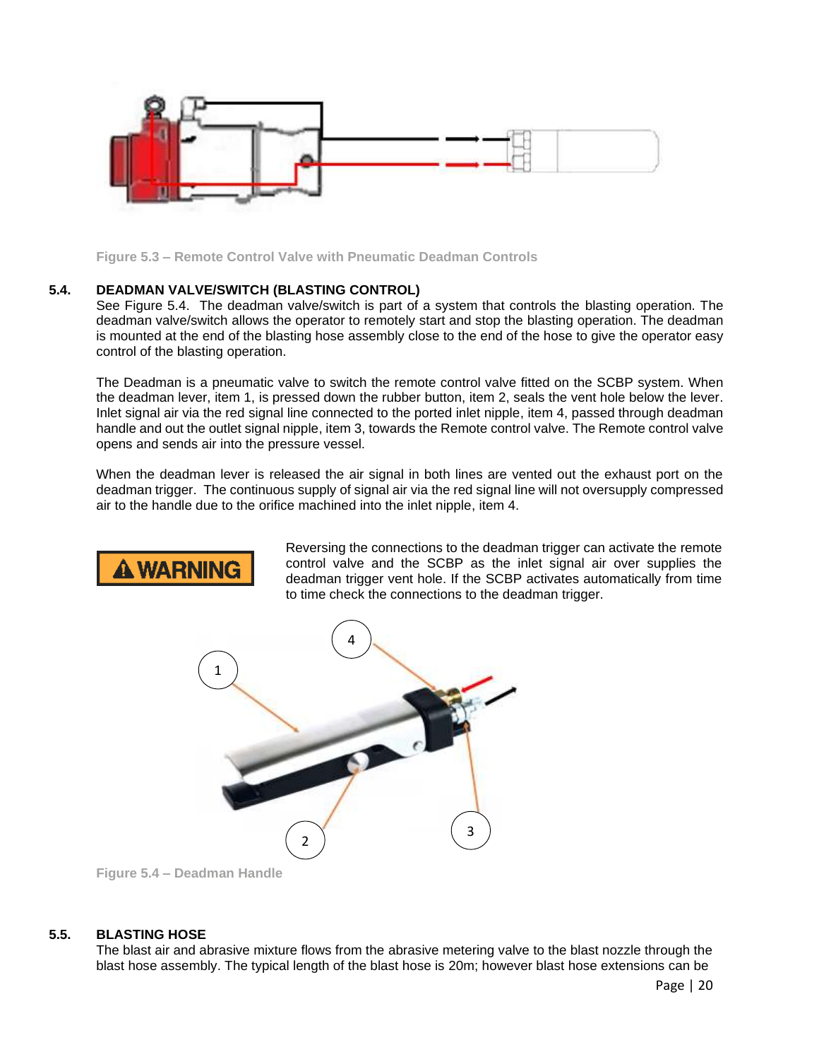Figure 5.3 – Remote Control Valve with Pneumatic Deadman Controls

## 5.4. DEADMAN VALVE/SWITCH (BLASTING CONTROL)

See Figure 5.4. The deadman valve/switch is part of a system that controls the blasting operation. The deadman valve/switch allows the operator to remotely start and stop the blasting operation. The deadman is mounted at the end of the blasting hose assembly close to the end of the hose to give the operator easy control of the blasting operation.

The Deadman is a pneumatic valve to switch the remote control valve fitted on the SCBP system. When the deadman lever, item 1, is pressed down the rubber button, item 2, seals the vent hole below the lever. Inlet signal air via the red signal line connected to the ported inlet nipple, item 4, passed through deadman handle and out the outlet signal nipple, item 3, towards the Remote control valve. The Remote control valve opens and sends air into the pressure vessel.

When the deadman lever is released the air signal in both lines are vented out the exhaust port on the deadman trigger. The continuous supply of signal air via the red signal line will not oversupply compressed air to the handle due to the orifice machined into the inlet nipple, item 4.

**⚠ WARNING**

Reversing the connections to the deadman trigger can activate the remote control valve and the SCBP as the inlet signal air over supplies the deadman trigger vent hole. If the SCBP activates automatically from time to time check the connections to the deadman trigger.

Figure 5.4 – Deadman Handle

## 5.5. BLASTING HOSE

The blast air and abrasive mixture flows from the abrasive metering valve to the blast nozzle through the blast hose assembly. The typical length of the blast hose is 20m; however blast hose extensions can be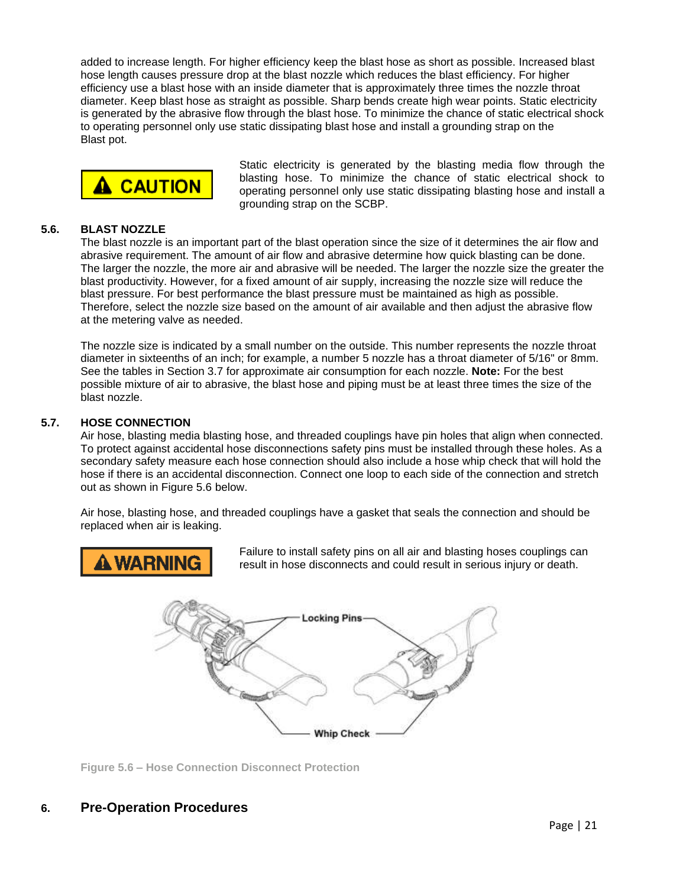added to increase length. For higher efficiency keep the blast hose as short as possible. Increased blast hose length causes pressure drop at the blast nozzle which reduces the blast efficiency. For higher efficiency use a blast hose with an inside diameter that is approximately three times the nozzle throat diameter. Keep blast hose as straight as possible. Sharp bends create high wear points. Static electricity is generated by the abrasive flow through the blast hose. To minimize the chance of static electrical shock to operating personnel only use static dissipating blast hose and install a grounding strap on the Blast pot.

**⚠ CAUTION**

Static electricity is generated by the blasting media flow through the blasting hose. To minimize the chance of static electrical shock to operating personnel only use static dissipating blasting hose and install a grounding strap on the SCBP.

## 5.6. BLAST NOZZLE

The blast nozzle is an important part of the blast operation since the size of it determines the air flow and abrasive requirement. The amount of air flow and abrasive determine how quick blasting can be done. The larger the nozzle, the more air and abrasive will be needed. The larger the nozzle size the greater the blast productivity. However, for a fixed amount of air supply, increasing the nozzle size will reduce the blast pressure. For best performance the blast pressure must be maintained as high as possible. Therefore, select the nozzle size based on the amount of air available and then adjust the abrasive flow at the metering valve as needed.

The nozzle size is indicated by a small number on the outside. This number represents the nozzle throat diameter in sixteenths of an inch; for example, a number 5 nozzle has a throat diameter of 5/16" or 8mm. See the tables in Section 3.7 for approximate air consumption for each nozzle. **Note:** For the best possible mixture of air to abrasive, the blast hose and piping must be at least three times the size of the blast nozzle.

## 5.7. HOSE CONNECTION

Air hose, blasting media blasting hose, and threaded couplings have pin holes that align when connected. To protect against accidental hose disconnections safety pins must be installed through these holes. As a secondary safety measure each hose connection should also include a hose whip check that will hold the hose if there is an accidental disconnection. Connect one loop to each side of the connection and stretch out as shown in Figure 5.6 below.

Air hose, blasting hose, and threaded couplings have a gasket that seals the connection and should be replaced when air is leaking.

**⚠ WARNING**

Failure to install safety pins on all air and blasting hoses couplings can result in hose disconnects and could result in serious injury or death.

Locking Pins

Whip Check

Figure 5.6 – Hose Connection Disconnect Protection

# 6. Pre-Operation Procedures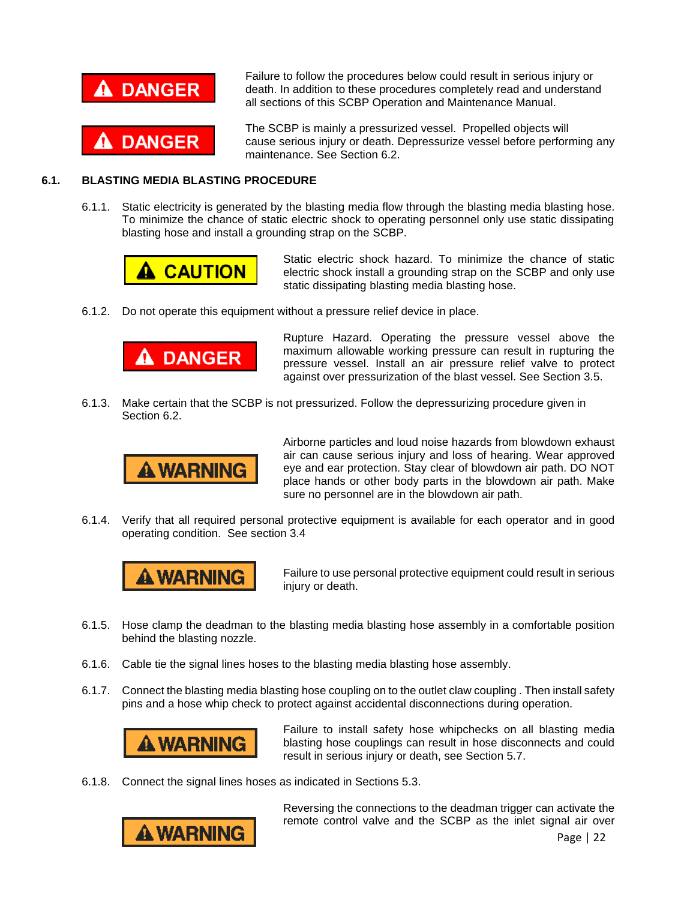**⚠ DANGER**

Failure to follow the procedures below could result in serious injury or death. In addition to these procedures completely read and understand all sections of this SCBP Operation and Maintenance Manual.

**⚠ DANGER**

The SCBP is mainly a pressurized vessel. Propelled objects will cause serious injury or death. Depressurize vessel before performing any maintenance. See Section 6.2.

## 6.1. BLASTING MEDIA BLASTING PROCEDURE

6.1.1. Static electricity is generated by the blasting media flow through the blasting media blasting hose. To minimize the chance of static electric shock to operating personnel only use static dissipating blasting hose and install a grounding strap on the SCBP.

**⚠ CAUTION**

Static electric shock hazard. To minimize the chance of static electric shock install a grounding strap on the SCBP and only use static dissipating blasting media blasting hose.

6.1.2. Do not operate this equipment without a pressure relief device in place.

**⚠ DANGER**

Rupture Hazard. Operating the pressure vessel above the maximum allowable working pressure can result in rupturing the pressure vessel. Install an air pressure relief valve to protect against over pressurization of the blast vessel. See Section 3.5.

6.1.3. Make certain that the SCBP is not pressurized. Follow the depressurizing procedure given in Section 6.2.

**⚠ WARNING**

Airborne particles and loud noise hazards from blowdown exhaust air can cause serious injury and loss of hearing. Wear approved eye and ear protection. Stay clear of blowdown air path. DO NOT place hands or other body parts in the blowdown air path. Make sure no personnel are in the blowdown air path.

6.1.4. Verify that all required personal protective equipment is available for each operator and in good operating condition. See section 3.4

**⚠ WARNING**

Failure to use personal protective equipment could result in serious injury or death.

6.1.5. Hose clamp the deadman to the blasting media blasting hose assembly in a comfortable position behind the blasting nozzle.

6.1.6. Cable tie the signal lines hoses to the blasting media blasting hose assembly.

6.1.7. Connect the blasting media blasting hose coupling on to the outlet claw coupling . Then install safety pins and a hose whip check to protect against accidental disconnections during operation.

**⚠ WARNING**

Failure to install safety hose whipchecks on all blasting media blasting hose couplings can result in hose disconnects and could result in serious injury or death, see Section 5.7.

6.1.8. Connect the signal lines hoses as indicated in Sections 5.3.

**⚠ WARNING**

Reversing the connections to the deadman trigger can activate the remote control valve and the SCBP as the inlet signal air over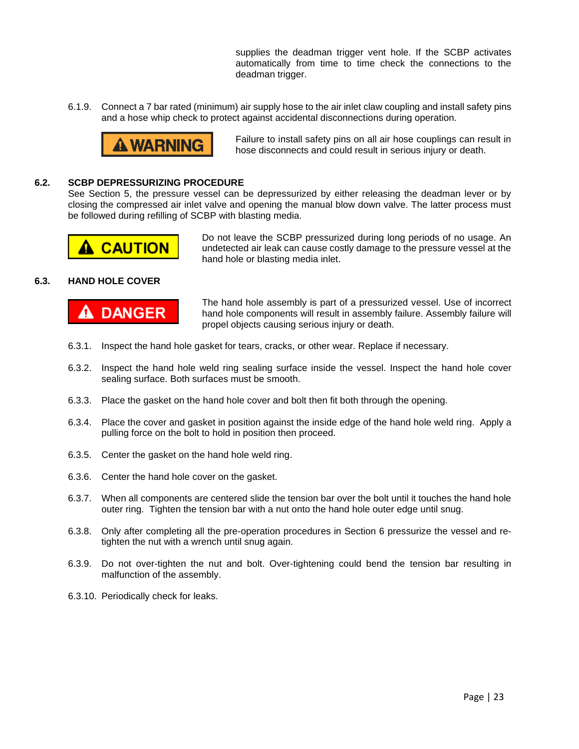supplies the deadman trigger vent hole. If the SCBP activates automatically from time to time check the connections to the deadman trigger.

6.1.9. Connect a 7 bar rated (minimum) air supply hose to the air inlet claw coupling and install safety pins and a hose whip check to protect against accidental disconnections during operation.

**⚠ WARNING** Failure to install safety pins on all air hose couplings can result in hose disconnects and could result in serious injury or death.

## 6.2. SCBP DEPRESSURIZING PROCEDURE

See Section 5, the pressure vessel can be depressurized by either releasing the deadman lever or by closing the compressed air inlet valve and opening the manual blow down valve. The latter process must be followed during refilling of SCBP with blasting media.

**⚠ CAUTION** Do not leave the SCBP pressurized during long periods of no usage. An undetected air leak can cause costly damage to the pressure vessel at the hand hole or blasting media inlet.

## 6.3. HAND HOLE COVER

**⚠ DANGER** The hand hole assembly is part of a pressurized vessel. Use of incorrect hand hole components will result in assembly failure. Assembly failure will propel objects causing serious injury or death.

6.3.1. Inspect the hand hole gasket for tears, cracks, or other wear. Replace if necessary.

6.3.2. Inspect the hand hole weld ring sealing surface inside the vessel. Inspect the hand hole cover sealing surface. Both surfaces must be smooth.

6.3.3. Place the gasket on the hand hole cover and bolt then fit both through the opening.

6.3.4. Place the cover and gasket in position against the inside edge of the hand hole weld ring. Apply a pulling force on the bolt to hold in position then proceed.

6.3.5. Center the gasket on the hand hole weld ring.

6.3.6. Center the hand hole cover on the gasket.

6.3.7. When all components are centered slide the tension bar over the bolt until it touches the hand hole outer ring. Tighten the tension bar with a nut onto the hand hole outer edge until snug.

6.3.8. Only after completing all the pre-operation procedures in Section 6 pressurize the vessel and re-tighten the nut with a wrench until snug again.

6.3.9. Do not over-tighten the nut and bolt. Over-tightening could bend the tension bar resulting in malfunction of the assembly.

6.3.10. Periodically check for leaks.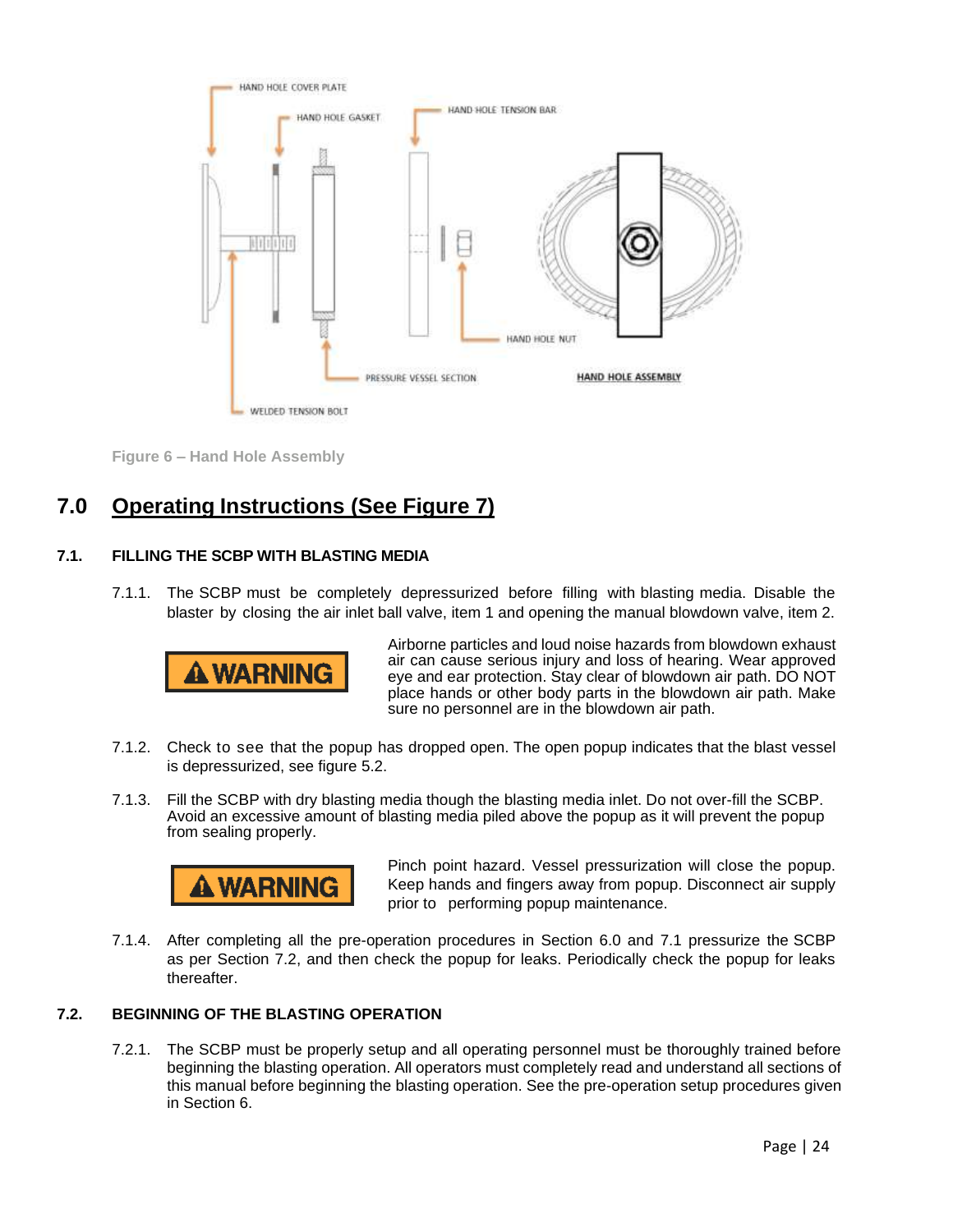Figure 6 – Hand Hole Assembly

## 7.0 Operating Instructions (See Figure 7)

### 7.1. FILLING THE SCBP WITH BLASTING MEDIA

7.1.1. The SCBP must be completely depressurized before filling with blasting media. Disable the blaster by closing the air inlet ball valve, item 1 and opening the manual blowdown valve, item 2.

**⚠ WARNING** Airborne particles and loud noise hazards from blowdown exhaust air can cause serious injury and loss of hearing. Wear approved eye and ear protection. Stay clear of blowdown air path. DO NOT place hands or other body parts in the blowdown air path. Make sure no personnel are in the blowdown air path.

7.1.2. Check to see that the popup has dropped open. The open popup indicates that the blast vessel is depressurized, see figure 5.2.

7.1.3. Fill the SCBP with dry blasting media though the blasting media inlet. Do not over-fill the SCBP. Avoid an excessive amount of blasting media piled above the popup as it will prevent the popup from sealing properly.

**⚠ WARNING** Pinch point hazard. Vessel pressurization will close the popup. Keep hands and fingers away from popup. Disconnect air supply prior to performing popup maintenance.

7.1.4. After completing all the pre-operation procedures in Section 6.0 and 7.1 pressurize the SCBP as per Section 7.2, and then check the popup for leaks. Periodically check the popup for leaks thereafter.

### 7.2. BEGINNING OF THE BLASTING OPERATION

7.2.1. The SCBP must be properly setup and all operating personnel must be thoroughly trained before beginning the blasting operation. All operators must completely read and understand all sections of this manual before beginning the blasting operation. See the pre-operation setup procedures given in Section 6.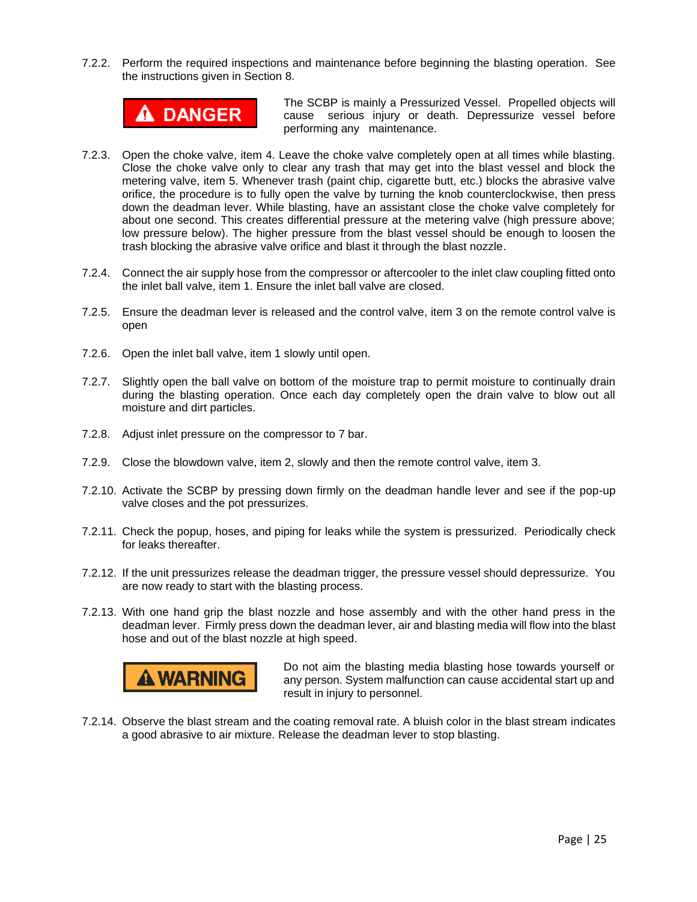7.2.2. Perform the required inspections and maintenance before beginning the blasting operation. See the instructions given in Section 8.

**⚠ DANGER**

The SCBP is mainly a Pressurized Vessel. Propelled objects will cause serious injury or death. Depressurize vessel before performing any maintenance.

7.2.3. Open the choke valve, item 4. Leave the choke valve completely open at all times while blasting. Close the choke valve only to clear any trash that may get into the blast vessel and block the metering valve, item 5. Whenever trash (paint chip, cigarette butt, etc.) blocks the abrasive valve orifice, the procedure is to fully open the valve by turning the knob counterclockwise, then press down the deadman lever. While blasting, have an assistant close the choke valve completely for about one second. This creates differential pressure at the metering valve (high pressure above; low pressure below). The higher pressure from the blast vessel should be enough to loosen the trash blocking the abrasive valve orifice and blast it through the blast nozzle.

7.2.4. Connect the air supply hose from the compressor or aftercooler to the inlet claw coupling fitted onto the inlet ball valve, item 1. Ensure the inlet ball valve are closed.

7.2.5. Ensure the deadman lever is released and the control valve, item 3 on the remote control valve is open

7.2.6. Open the inlet ball valve, item 1 slowly until open.

7.2.7. Slightly open the ball valve on bottom of the moisture trap to permit moisture to continually drain during the blasting operation. Once each day completely open the drain valve to blow out all moisture and dirt particles.

7.2.8. Adjust inlet pressure on the compressor to 7 bar.

7.2.9. Close the blowdown valve, item 2, slowly and then the remote control valve, item 3.

7.2.10. Activate the SCBP by pressing down firmly on the deadman handle lever and see if the pop-up valve closes and the pot pressurizes.

7.2.11. Check the popup, hoses, and piping for leaks while the system is pressurized. Periodically check for leaks thereafter.

7.2.12. If the unit pressurizes release the deadman trigger, the pressure vessel should depressurize. You are now ready to start with the blasting process.

7.2.13. With one hand grip the blast nozzle and hose assembly and with the other hand press in the deadman lever. Firmly press down the deadman lever, air and blasting media will flow into the blast hose and out of the blast nozzle at high speed.

**⚠ WARNING**

Do not aim the blasting media blasting hose towards yourself or any person. System malfunction can cause accidental start up and result in injury to personnel.

7.2.14. Observe the blast stream and the coating removal rate. A bluish color in the blast stream indicates a good abrasive to air mixture. Release the deadman lever to stop blasting.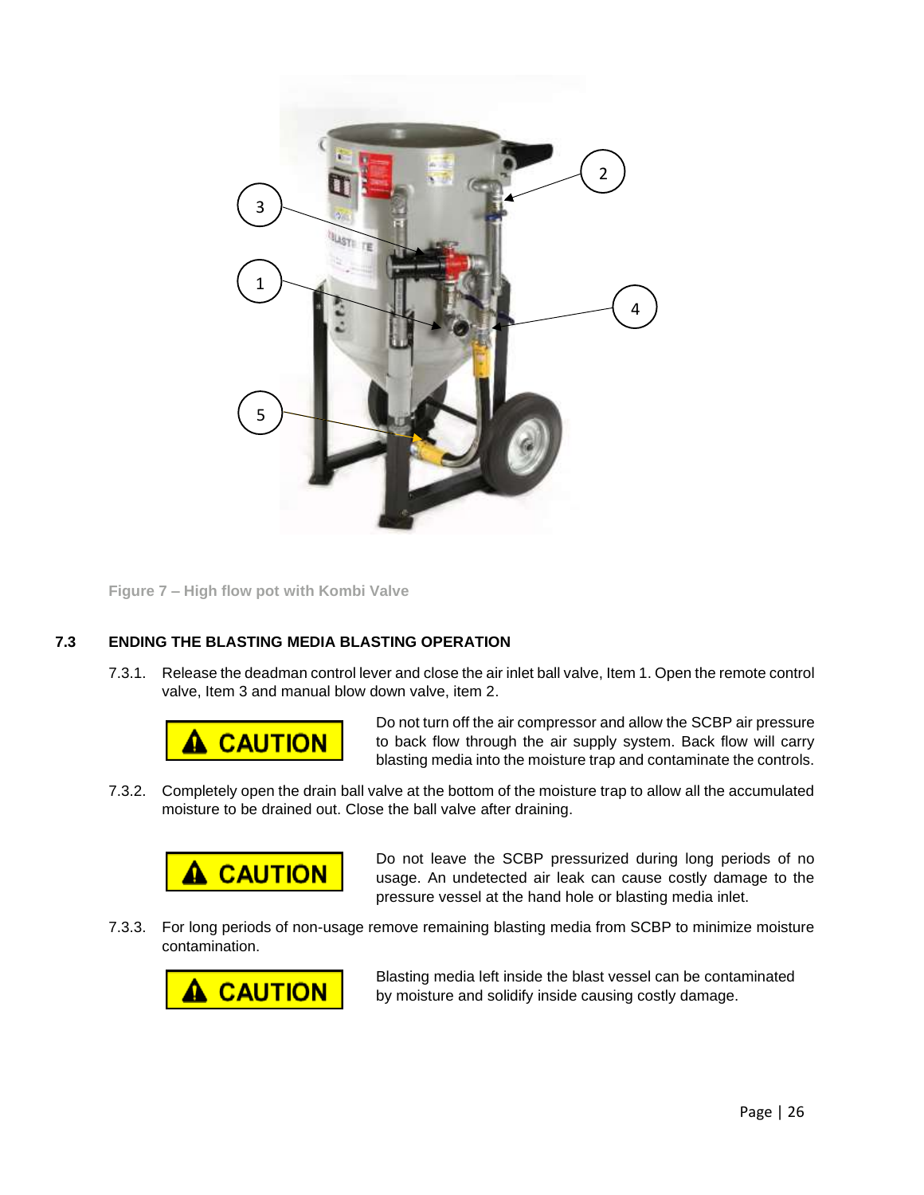Figure 7 – High flow pot with Kombi Valve

## 7.3 ENDING THE BLASTING MEDIA BLASTING OPERATION

7.3.1. Release the deadman control lever and close the air inlet ball valve, Item 1. Open the remote control valve, Item 3 and manual blow down valve, item 2.

**⚠ CAUTION** Do not turn off the air compressor and allow the SCBP air pressure to back flow through the air supply system. Back flow will carry blasting media into the moisture trap and contaminate the controls.

7.3.2. Completely open the drain ball valve at the bottom of the moisture trap to allow all the accumulated moisture to be drained out. Close the ball valve after draining.

**⚠ CAUTION** Do not leave the SCBP pressurized during long periods of no usage. An undetected air leak can cause costly damage to the pressure vessel at the hand hole or blasting media inlet.

7.3.3. For long periods of non-usage remove remaining blasting media from SCBP to minimize moisture contamination.

**⚠ CAUTION** Blasting media left inside the blast vessel can be contaminated by moisture and solidify inside causing costly damage.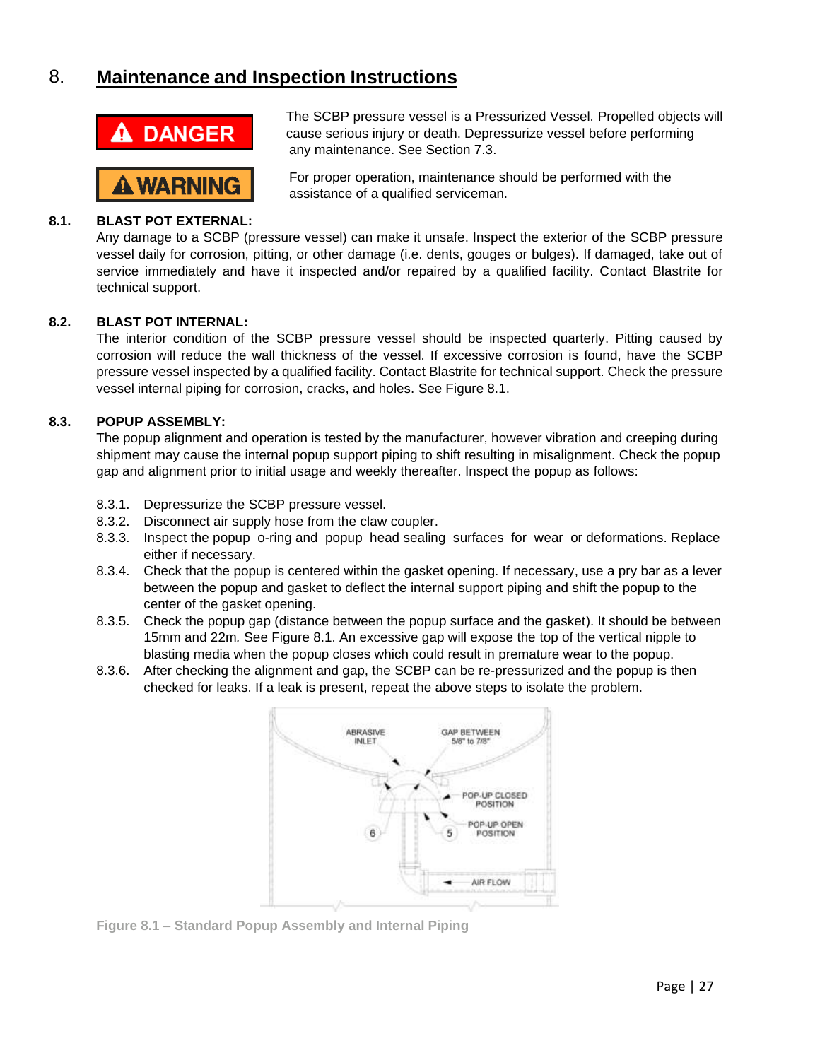# 8. Maintenance and Inspection Instructions

**⚠ DANGER**

The SCBP pressure vessel is a Pressurized Vessel. Propelled objects will cause serious injury or death. Depressurize vessel before performing any maintenance. See Section 7.3.

**⚠ WARNING**

For proper operation, maintenance should be performed with the assistance of a qualified serviceman.

## 8.1. BLAST POT EXTERNAL:

Any damage to a SCBP (pressure vessel) can make it unsafe. Inspect the exterior of the SCBP pressure vessel daily for corrosion, pitting, or other damage (i.e. dents, gouges or bulges). If damaged, take out of service immediately and have it inspected and/or repaired by a qualified facility. Contact Blastrite for technical support.

## 8.2. BLAST POT INTERNAL:

The interior condition of the SCBP pressure vessel should be inspected quarterly. Pitting caused by corrosion will reduce the wall thickness of the vessel. If excessive corrosion is found, have the SCBP pressure vessel inspected by a qualified facility. Contact Blastrite for technical support. Check the pressure vessel internal piping for corrosion, cracks, and holes. See Figure 8.1.

## 8.3. POPUP ASSEMBLY:

The popup alignment and operation is tested by the manufacturer, however vibration and creeping during shipment may cause the internal popup support piping to shift resulting in misalignment. Check the popup gap and alignment prior to initial usage and weekly thereafter. Inspect the popup as follows:

- 8.3.1. Depressurize the SCBP pressure vessel.
- 8.3.2. Disconnect air supply hose from the claw coupler.
- 8.3.3. Inspect the popup o-ring and popup head sealing surfaces for wear or deformations. Replace either if necessary.
- 8.3.4. Check that the popup is centered within the gasket opening. If necessary, use a pry bar as a lever between the popup and gasket to deflect the internal support piping and shift the popup to the center of the gasket opening.
- 8.3.5. Check the popup gap (distance between the popup surface and the gasket). It should be between 15mm and 22m. See Figure 8.1. An excessive gap will expose the top of the vertical nipple to blasting media when the popup closes which could result in premature wear to the popup.
- 8.3.6. After checking the alignment and gap, the SCBP can be re-pressurized and the popup is then checked for leaks. If a leak is present, repeat the above steps to isolate the problem.

Figure 8.1 – Standard Popup Assembly and Internal Piping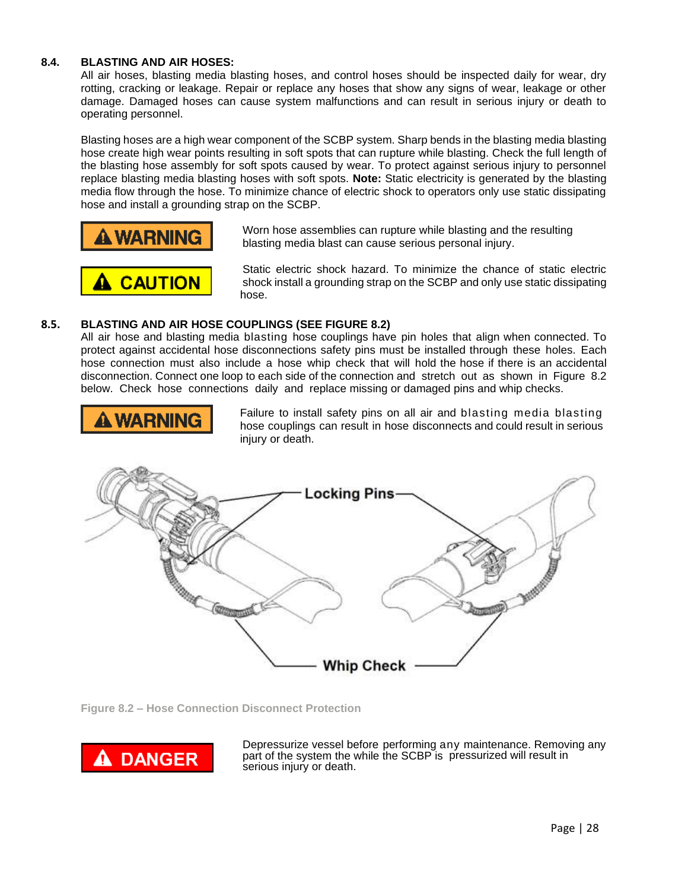## 8.4. BLASTING AND AIR HOSES:

All air hoses, blasting media blasting hoses, and control hoses should be inspected daily for wear, dry rotting, cracking or leakage. Repair or replace any hoses that show any signs of wear, leakage or other damage. Damaged hoses can cause system malfunctions and can result in serious injury or death to operating personnel.

Blasting hoses are a high wear component of the SCBP system. Sharp bends in the blasting media blasting hose create high wear points resulting in soft spots that can rupture while blasting. Check the full length of the blasting hose assembly for soft spots caused by wear. To protect against serious injury to personnel replace blasting media blasting hoses with soft spots. **Note:** Static electricity is generated by the blasting media flow through the hose. To minimize chance of electric shock to operators only use static dissipating hose and install a grounding strap on the SCBP.

**⚠ WARNING** — Worn hose assemblies can rupture while blasting and the resulting blasting media blast can cause serious personal injury.

**⚠ CAUTION** — Static electric shock hazard. To minimize the chance of static electric shock install a grounding strap on the SCBP and only use static dissipating hose.

## 8.5. BLASTING AND AIR HOSE COUPLINGS (SEE FIGURE 8.2)

All air hose and blasting media blasting hose couplings have pin holes that align when connected. To protect against accidental hose disconnections safety pins must be installed through these holes. Each hose connection must also include a hose whip check that will hold the hose if there is an accidental disconnection. Connect one loop to each side of the connection and stretch out as shown in Figure 8.2 below. Check hose connections daily and replace missing or damaged pins and whip checks.

**⚠ WARNING** — Failure to install safety pins on all air and blasting media blasting hose couplings can result in hose disconnects and could result in serious injury or death.

Locking Pins

Whip Check

Figure 8.2 – Hose Connection Disconnect Protection

**⚠ DANGER** — Depressurize vessel before performing any maintenance. Removing any part of the system the while the SCBP is pressurized will result in serious injury or death.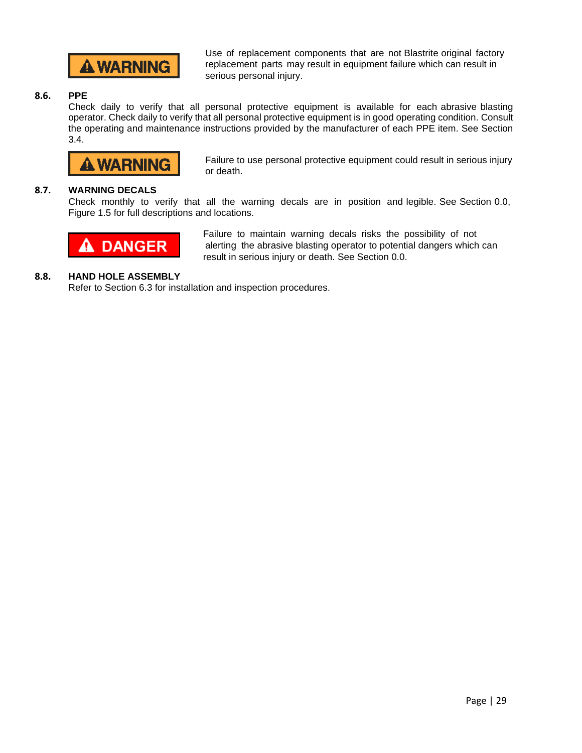**⚠ WARNING**

Use of replacement components that are not Blastrite original factory replacement parts may result in equipment failure which can result in serious personal injury.

## 8.6. PPE

Check daily to verify that all personal protective equipment is available for each abrasive blasting operator. Check daily to verify that all personal protective equipment is in good operating condition. Consult the operating and maintenance instructions provided by the manufacturer of each PPE item. See Section 3.4.

**⚠ WARNING**

Failure to use personal protective equipment could result in serious injury or death.

## 8.7. WARNING DECALS

Check monthly to verify that all the warning decals are in position and legible. See Section 0.0, Figure 1.5 for full descriptions and locations.

**⚠ DANGER**

Failure to maintain warning decals risks the possibility of not alerting the abrasive blasting operator to potential dangers which can result in serious injury or death. See Section 0.0.

## 8.8. HAND HOLE ASSEMBLY

Refer to Section 6.3 for installation and inspection procedures.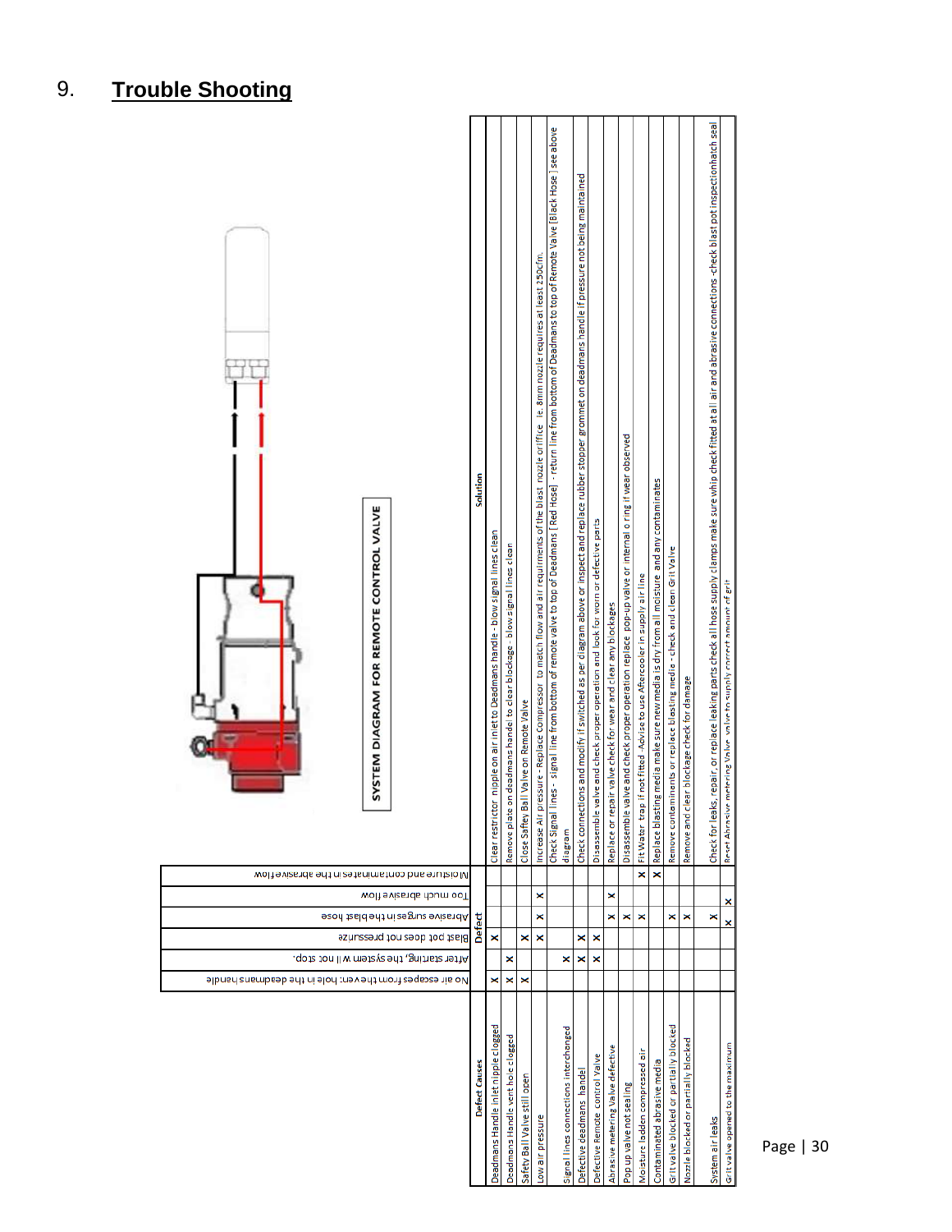# 9. **Trouble Shooting**

SYSTEM DIAGRAM FOR REMOTE CONTROL VALVE

| Defect Causes | No air escapes from the vent hole in the deadmans handle | After starting, the system will not stop. | Blast pot does not pressurize | Abrasive surges in the blast hose | Too much abrasive flow | Moisture and contaminates in the abrasive flow | Solution |
|---|---|---|---|---|---|---|---|
| Deadmans Handle inlet nipple clogged | x | | x | | | | Clear restrictor nipple on air inlet to Deadmans handle - blow signal lines clean |
| Deadmans Handle vent hole clogged | x | x | | | | | Remove plate on deadmans handel to clear blockage - blow signal lines clean |
| Safety Ball Valve still open | x | | x | | | | Close Saftey Ball Valve on Remote Valve |
| Low air pressure | | | x | x | x | | Increase Air pressure - Replace Compressor to match flow and air requirments of the blast nozzle orifice ie. 8mm nozzle requires at least 250cfm. |
| Signal lines connections interchanged | | x | | | | | Check Signal lines - signal line from bottom of remote valve to top of Deadmans (Red Hose) - return line from bottom of Deadmans to top of Remote Valve (Black Hose) see above diagram |
| Defective deadmans handel | | x | x | | | | Check connections and modify if switched as per diagram above or inspect and replace rubber stopper grommet on deadmans handle if pressure not being maintained |
| Defective Remote control Valve | | x | x | | | | Disassemble valve and check proper operation and look for worn or defective parts |
| Abrasive metering valve defective | | | | x | x | | Replace or repair valve check for wear and clear any blockages |
| Pop up valve not sealing | | | | x | | | Disassemble valve and check proper operation replace pop-up valve or internal o ring if wear observed |
| Moisture ladden compressed air | | | | x | | x | Fit Water trap if not fitted -Advise to use Aftercooler in supply air line |
| Contaminated abrasive media | | | | | | x | Replace blasting media make sure new media is dry from all moisture and any contaminates |
| Grit valve blocked or partially blocked | | | | x | | | Remove contaminents or replace blasting media - check and clean Grit Valve |
| Nozzle blocked or partially blocked | | | | x | | | Remove and clear blockage check for damage |
| System air leaks | | | | x | | | Check for leaks, repair, or replace leaking parts check all hose supply clamps make sure whip check fitted at all air and abrasive connections -check blast pot inspection hatch seal |
| Grit valve opened to the maximum | | | | x | x | | Reset Abrasive metering Valve valve to supply correct amount of grit |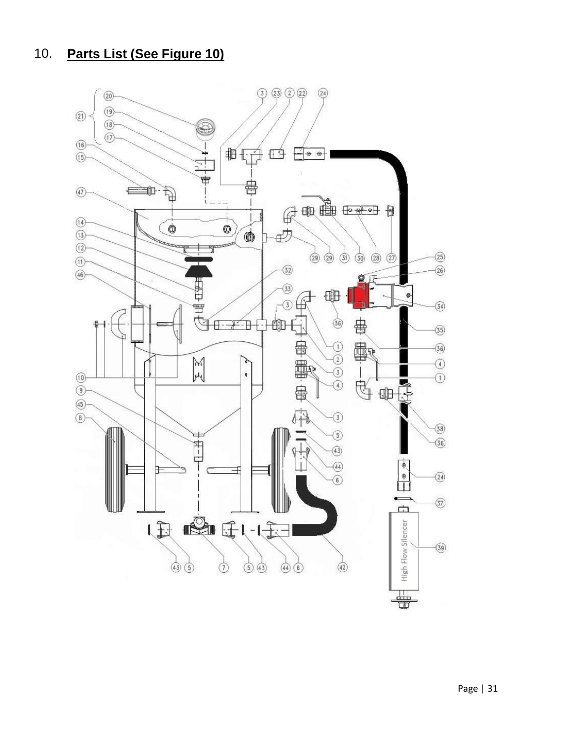## 10. **Parts List (See Figure 10)**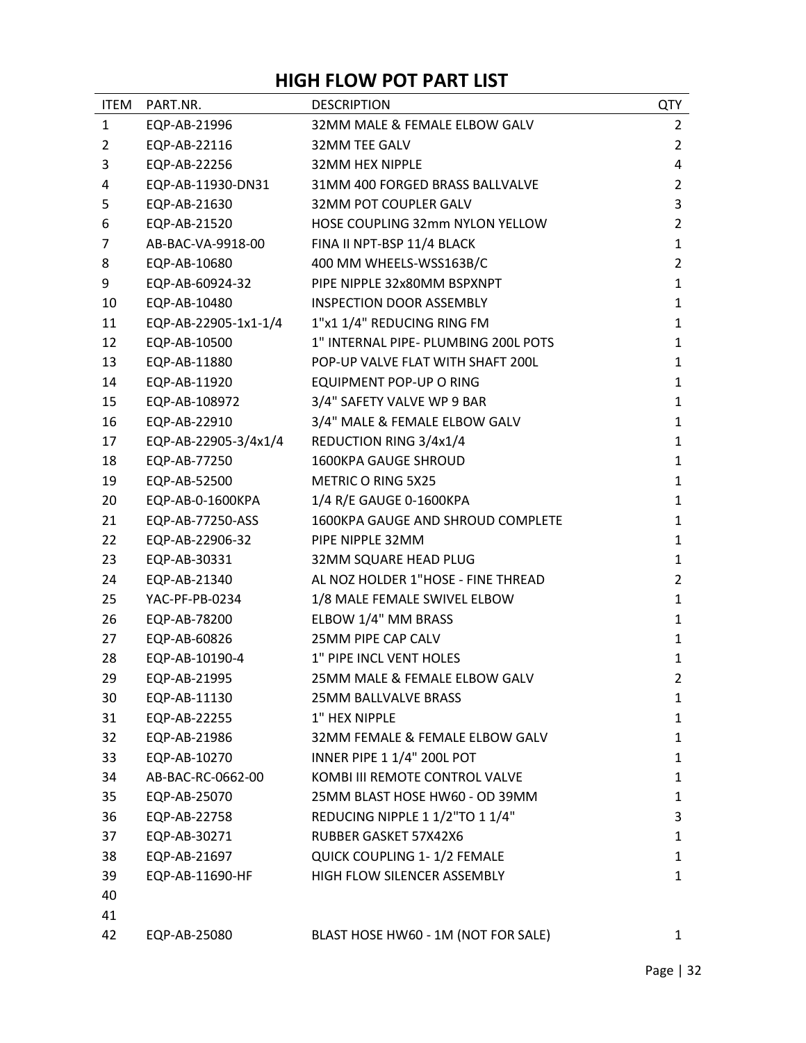# HIGH FLOW POT PART LIST

| ITEM | PART.NR. | DESCRIPTION | QTY |
|---|---|---|---|
| 1 | EQP-AB-21996 | 32MM MALE & FEMALE ELBOW GALV | 2 |
| 2 | EQP-AB-22116 | 32MM TEE GALV | 2 |
| 3 | EQP-AB-22256 | 32MM HEX NIPPLE | 4 |
| 4 | EQP-AB-11930-DN31 | 31MM 400 FORGED BRASS BALLVALVE | 2 |
| 5 | EQP-AB-21630 | 32MM POT COUPLER GALV | 3 |
| 6 | EQP-AB-21520 | HOSE COUPLING 32mm NYLON YELLOW | 2 |
| 7 | AB-BAC-VA-9918-00 | FINA II NPT-BSP 11/4 BLACK | 1 |
| 8 | EQP-AB-10680 | 400 MM WHEELS-WSS163B/C | 2 |
| 9 | EQP-AB-60924-32 | PIPE NIPPLE 32x80MM BSPXNPT | 1 |
| 10 | EQP-AB-10480 | INSPECTION DOOR ASSEMBLY | 1 |
| 11 | EQP-AB-22905-1x1-1/4 | 1"x1 1/4" REDUCING RING FM | 1 |
| 12 | EQP-AB-10500 | 1" INTERNAL PIPE- PLUMBING 200L POTS | 1 |
| 13 | EQP-AB-11880 | POP-UP VALVE FLAT WITH SHAFT 200L | 1 |
| 14 | EQP-AB-11920 | EQUIPMENT POP-UP O RING | 1 |
| 15 | EQP-AB-108972 | 3/4" SAFETY VALVE WP 9 BAR | 1 |
| 16 | EQP-AB-22910 | 3/4" MALE & FEMALE ELBOW GALV | 1 |
| 17 | EQP-AB-22905-3/4x1/4 | REDUCTION RING 3/4x1/4 | 1 |
| 18 | EQP-AB-77250 | 1600KPA GAUGE SHROUD | 1 |
| 19 | EQP-AB-52500 | METRIC O RING 5X25 | 1 |
| 20 | EQP-AB-0-1600KPA | 1/4 R/E GAUGE 0-1600KPA | 1 |
| 21 | EQP-AB-77250-ASS | 1600KPA GAUGE AND SHROUD COMPLETE | 1 |
| 22 | EQP-AB-22906-32 | PIPE NIPPLE 32MM | 1 |
| 23 | EQP-AB-30331 | 32MM SQUARE HEAD PLUG | 1 |
| 24 | EQP-AB-21340 | AL NOZ HOLDER 1"HOSE - FINE THREAD | 2 |
| 25 | YAC-PF-PB-0234 | 1/8 MALE FEMALE SWIVEL ELBOW | 1 |
| 26 | EQP-AB-78200 | ELBOW 1/4" MM BRASS | 1 |
| 27 | EQP-AB-60826 | 25MM PIPE CAP CALV | 1 |
| 28 | EQP-AB-10190-4 | 1" PIPE INCL VENT HOLES | 1 |
| 29 | EQP-AB-21995 | 25MM MALE & FEMALE ELBOW GALV | 2 |
| 30 | EQP-AB-11130 | 25MM BALLVALVE BRASS | 1 |
| 31 | EQP-AB-22255 | 1" HEX NIPPLE | 1 |
| 32 | EQP-AB-21986 | 32MM FEMALE & FEMALE ELBOW GALV | 1 |
| 33 | EQP-AB-10270 | INNER PIPE 1 1/4" 200L POT | 1 |
| 34 | AB-BAC-RC-0662-00 | KOMBI III REMOTE CONTROL VALVE | 1 |
| 35 | EQP-AB-25070 | 25MM BLAST HOSE HW60 - OD 39MM | 1 |
| 36 | EQP-AB-22758 | REDUCING NIPPLE 1 1/2"TO 1 1/4" | 3 |
| 37 | EQP-AB-30271 | RUBBER GASKET 57X42X6 | 1 |
| 38 | EQP-AB-21697 | QUICK COUPLING 1- 1/2 FEMALE | 1 |
| 39 | EQP-AB-11690-HF | HIGH FLOW SILENCER ASSEMBLY | 1 |
| 40 | | | |
| 41 | | | |
| 42 | EQP-AB-25080 | BLAST HOSE HW60 - 1M (NOT FOR SALE) | 1 |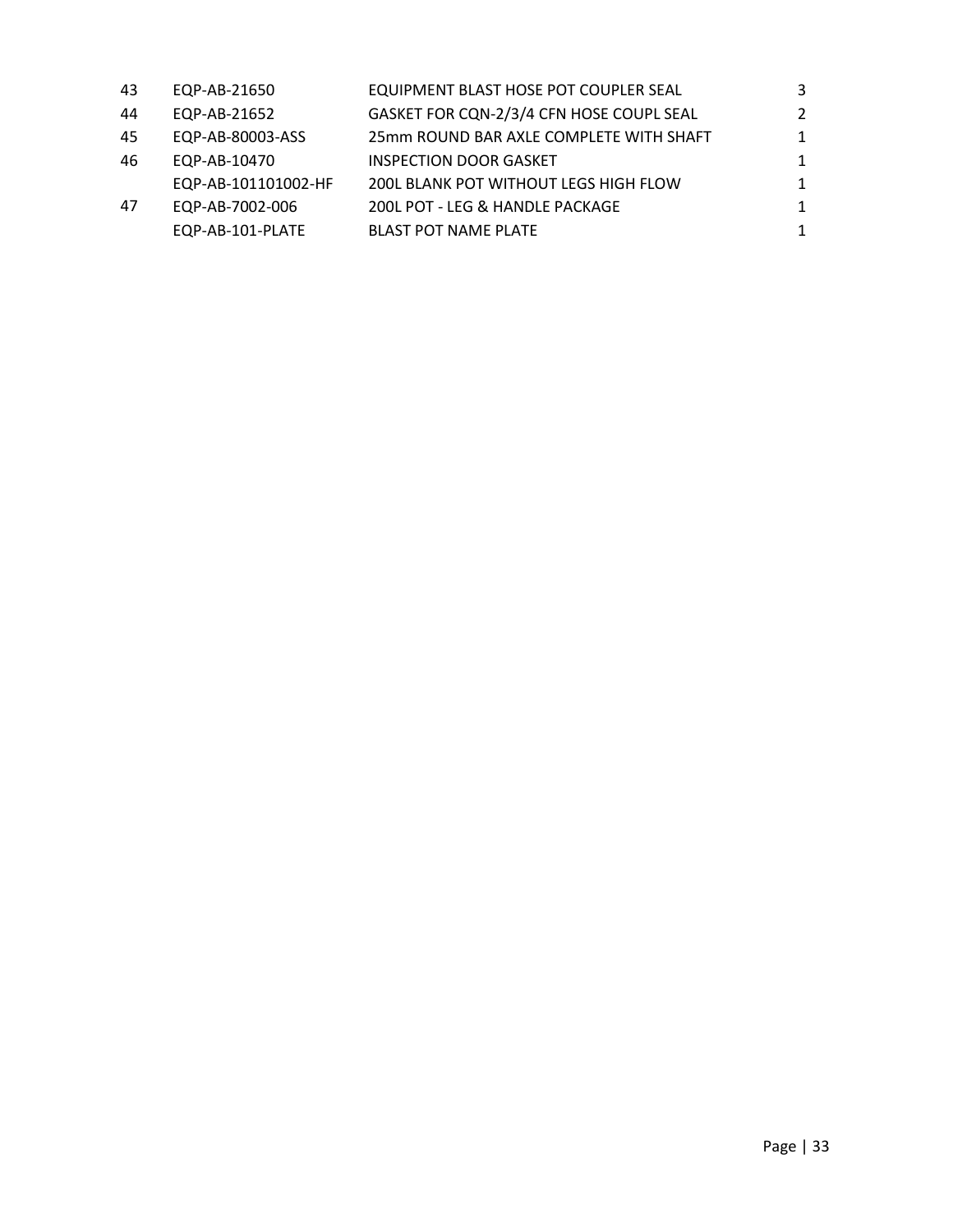| | | | |
|---|---|---|---|
| 43 | EQP-AB-21650 | EQUIPMENT BLAST HOSE POT COUPLER SEAL | 3 |
| 44 | EQP-AB-21652 | GASKET FOR CQN-2/3/4 CFN HOSE COUPL SEAL | 2 |
| 45 | EQP-AB-80003-ASS | 25mm ROUND BAR AXLE COMPLETE WITH SHAFT | 1 |
| 46 | EQP-AB-10470 | INSPECTION DOOR GASKET | 1 |
| | EQP-AB-101101002-HF | 200L BLANK POT WITHOUT LEGS HIGH FLOW | 1 |
| 47 | EQP-AB-7002-006 | 200L POT - LEG & HANDLE PACKAGE | 1 |
| | EQP-AB-101-PLATE | BLAST POT NAME PLATE | 1 |